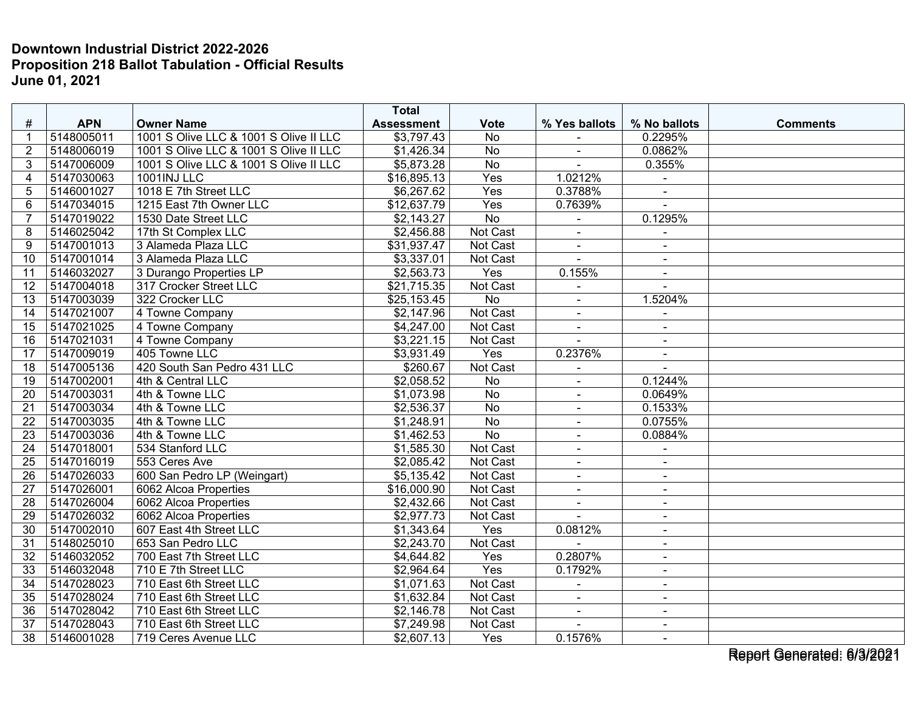**Downtown Industrial District 2022-2026**
**Proposition 218 Ballot Tabulation - Official Results**
**June 01, 2021**

| # | APN | Owner Name | Total Assessment | Vote | % Yes ballots | % No ballots | Comments |
|---|---|---|---|---|---|---|---|
| 1 | 5148005011 | 1001 S Olive LLC & 1001 S Olive II LLC | $3,797.43 | No | - | 0.2295% | |
| 2 | 5148006019 | 1001 S Olive LLC & 1001 S Olive II LLC | $1,426.34 | No | - | 0.0862% | |
| 3 | 5147006009 | 1001 S Olive LLC & 1001 S Olive II LLC | $5,873.28 | No | - | 0.355% | |
| 4 | 5147030063 | 1001INJ LLC | $16,895.13 | Yes | 1.0212% | - | |
| 5 | 5146001027 | 1018 E 7th Street LLC | $6,267.62 | Yes | 0.3788% | - | |
| 6 | 5147034015 | 1215 East 7th Owner LLC | $12,637.79 | Yes | 0.7639% | - | |
| 7 | 5147019022 | 1530 Date Street LLC | $2,143.27 | No | - | 0.1295% | |
| 8 | 5146025042 | 17th St Complex LLC | $2,456.88 | Not Cast | - | - | |
| 9 | 5147001013 | 3 Alameda Plaza LLC | $31,937.47 | Not Cast | - | - | |
| 10 | 5147001014 | 3 Alameda Plaza LLC | $3,337.01 | Not Cast | - | - | |
| 11 | 5146032027 | 3 Durango Properties LP | $2,563.73 | Yes | 0.155% | - | |
| 12 | 5147004018 | 317 Crocker Street LLC | $21,715.35 | Not Cast | - | - | |
| 13 | 5147003039 | 322 Crocker LLC | $25,153.45 | No | - | 1.5204% | |
| 14 | 5147021007 | 4 Towne Company | $2,147.96 | Not Cast | - | - | |
| 15 | 5147021025 | 4 Towne Company | $4,247.00 | Not Cast | - | - | |
| 16 | 5147021031 | 4 Towne Company | $3,221.15 | Not Cast | - | - | |
| 17 | 5147009019 | 405 Towne LLC | $3,931.49 | Yes | 0.2376% | - | |
| 18 | 5147005136 | 420 South San Pedro 431 LLC | $260.67 | Not Cast | - | - | |
| 19 | 5147002001 | 4th & Central LLC | $2,058.52 | No | - | 0.1244% | |
| 20 | 5147003031 | 4th & Towne LLC | $1,073.98 | No | - | 0.0649% | |
| 21 | 5147003034 | 4th & Towne LLC | $2,536.37 | No | - | 0.1533% | |
| 22 | 5147003035 | 4th & Towne LLC | $1,248.91 | No | - | 0.0755% | |
| 23 | 5147003036 | 4th & Towne LLC | $1,462.53 | No | - | 0.0884% | |
| 24 | 5147018001 | 534 Stanford LLC | $1,585.30 | Not Cast | - | - | |
| 25 | 5147016019 | 553 Ceres Ave | $2,085.42 | Not Cast | - | - | |
| 26 | 5147026033 | 600 San Pedro LP (Weingart) | $5,135.42 | Not Cast | - | - | |
| 27 | 5147026001 | 6062 Alcoa Properties | $16,000.90 | Not Cast | - | - | |
| 28 | 5147026004 | 6062 Alcoa Properties | $2,432.66 | Not Cast | - | - | |
| 29 | 5147026032 | 6062 Alcoa Properties | $2,977.73 | Not Cast | - | - | |
| 30 | 5147002010 | 607 East 4th Street LLC | $1,343.64 | Yes | 0.0812% | - | |
| 31 | 5148025010 | 653 San Pedro LLC | $2,243.70 | Not Cast | - | - | |
| 32 | 5146032052 | 700 East 7th Street LLC | $4,644.82 | Yes | 0.2807% | - | |
| 33 | 5146032048 | 710 E 7th Street LLC | $2,964.64 | Yes | 0.1792% | - | |
| 34 | 5147028023 | 710 East 6th Street LLC | $1,071.63 | Not Cast | - | - | |
| 35 | 5147028024 | 710 East 6th Street LLC | $1,632.84 | Not Cast | - | - | |
| 36 | 5147028042 | 710 East 6th Street LLC | $2,146.78 | Not Cast | - | - | |
| 37 | 5147028043 | 710 East 6th Street LLC | $7,249.98 | Not Cast | - | - | |
| 38 | 5146001028 | 719 Ceres Avenue LLC | $2,607.13 | Yes | 0.1576% | - | |

Report Generated: 6/3/2021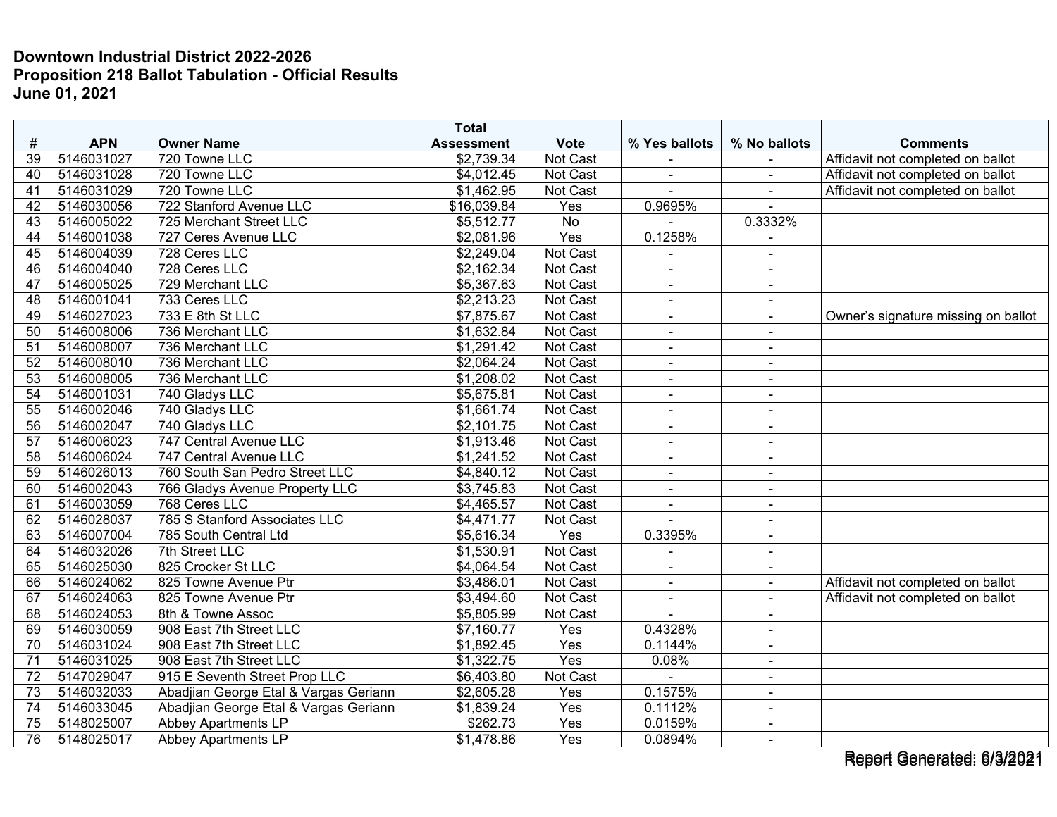**Downtown Industrial District 2022-2026**
**Proposition 218 Ballot Tabulation - Official Results**
**June 01, 2021**

| # | APN | Owner Name | Total Assessment | Vote | % Yes ballots | % No ballots | Comments |
|---|---|---|---|---|---|---|---|
| 39 | 5146031027 | 720 Towne LLC | $2,739.34 | Not Cast | - | - | Affidavit not completed on ballot |
| 40 | 5146031028 | 720 Towne LLC | $4,012.45 | Not Cast | - | - | Affidavit not completed on ballot |
| 41 | 5146031029 | 720 Towne LLC | $1,462.95 | Not Cast | - | - | Affidavit not completed on ballot |
| 42 | 5146030056 | 722 Stanford Avenue LLC | $16,039.84 | Yes | 0.9695% | - | |
| 43 | 5146005022 | 725 Merchant Street LLC | $5,512.77 | No | - | 0.3332% | |
| 44 | 5146001038 | 727 Ceres Avenue LLC | $2,081.96 | Yes | 0.1258% | - | |
| 45 | 5146004039 | 728 Ceres LLC | $2,249.04 | Not Cast | - | - | |
| 46 | 5146004040 | 728 Ceres LLC | $2,162.34 | Not Cast | - | - | |
| 47 | 5146005025 | 729 Merchant LLC | $5,367.63 | Not Cast | - | - | |
| 48 | 5146001041 | 733 Ceres LLC | $2,213.23 | Not Cast | - | - | |
| 49 | 5146027023 | 733 E 8th St LLC | $7,875.67 | Not Cast | - | - | Owner's signature missing on ballot |
| 50 | 5146008006 | 736 Merchant LLC | $1,632.84 | Not Cast | - | - | |
| 51 | 5146008007 | 736 Merchant LLC | $1,291.42 | Not Cast | - | - | |
| 52 | 5146008010 | 736 Merchant LLC | $2,064.24 | Not Cast | - | - | |
| 53 | 5146008005 | 736 Merchant LLC | $1,208.02 | Not Cast | - | - | |
| 54 | 5146001031 | 740 Gladys LLC | $5,675.81 | Not Cast | - | - | |
| 55 | 5146002046 | 740 Gladys LLC | $1,661.74 | Not Cast | - | - | |
| 56 | 5146002047 | 740 Gladys LLC | $2,101.75 | Not Cast | - | - | |
| 57 | 5146006023 | 747 Central Avenue LLC | $1,913.46 | Not Cast | - | - | |
| 58 | 5146006024 | 747 Central Avenue LLC | $1,241.52 | Not Cast | - | - | |
| 59 | 5146026013 | 760 South San Pedro Street LLC | $4,840.12 | Not Cast | - | - | |
| 60 | 5146002043 | 766 Gladys Avenue Property LLC | $3,745.83 | Not Cast | - | - | |
| 61 | 5146003059 | 768 Ceres LLC | $4,465.57 | Not Cast | - | - | |
| 62 | 5146028037 | 785 S Stanford Associates LLC | $4,471.77 | Not Cast | - | - | |
| 63 | 5146007004 | 785 South Central Ltd | $5,616.34 | Yes | 0.3395% | - | |
| 64 | 5146032026 | 7th Street LLC | $1,530.91 | Not Cast | - | - | |
| 65 | 5146025030 | 825 Crocker St LLC | $4,064.54 | Not Cast | - | - | |
| 66 | 5146024062 | 825 Towne Avenue Ptr | $3,486.01 | Not Cast | - | - | Affidavit not completed on ballot |
| 67 | 5146024063 | 825 Towne Avenue Ptr | $3,494.60 | Not Cast | - | - | Affidavit not completed on ballot |
| 68 | 5146024053 | 8th & Towne Assoc | $5,805.99 | Not Cast | - | - | |
| 69 | 5146030059 | 908 East 7th Street LLC | $7,160.77 | Yes | 0.4328% | - | |
| 70 | 5146031024 | 908 East 7th Street LLC | $1,892.45 | Yes | 0.1144% | - | |
| 71 | 5146031025 | 908 East 7th Street LLC | $1,322.75 | Yes | 0.08% | - | |
| 72 | 5147029047 | 915 E Seventh Street Prop LLC | $6,403.80 | Not Cast | - | - | |
| 73 | 5146032033 | Abadjian George Etal & Vargas Geriann | $2,605.28 | Yes | 0.1575% | - | |
| 74 | 5146033045 | Abadjian George Etal & Vargas Geriann | $1,839.24 | Yes | 0.1112% | - | |
| 75 | 5148025007 | Abbey Apartments LP | $262.73 | Yes | 0.0159% | - | |
| 76 | 5148025017 | Abbey Apartments LP | $1,478.86 | Yes | 0.0894% | - | |

Report Generated: 6/3/2021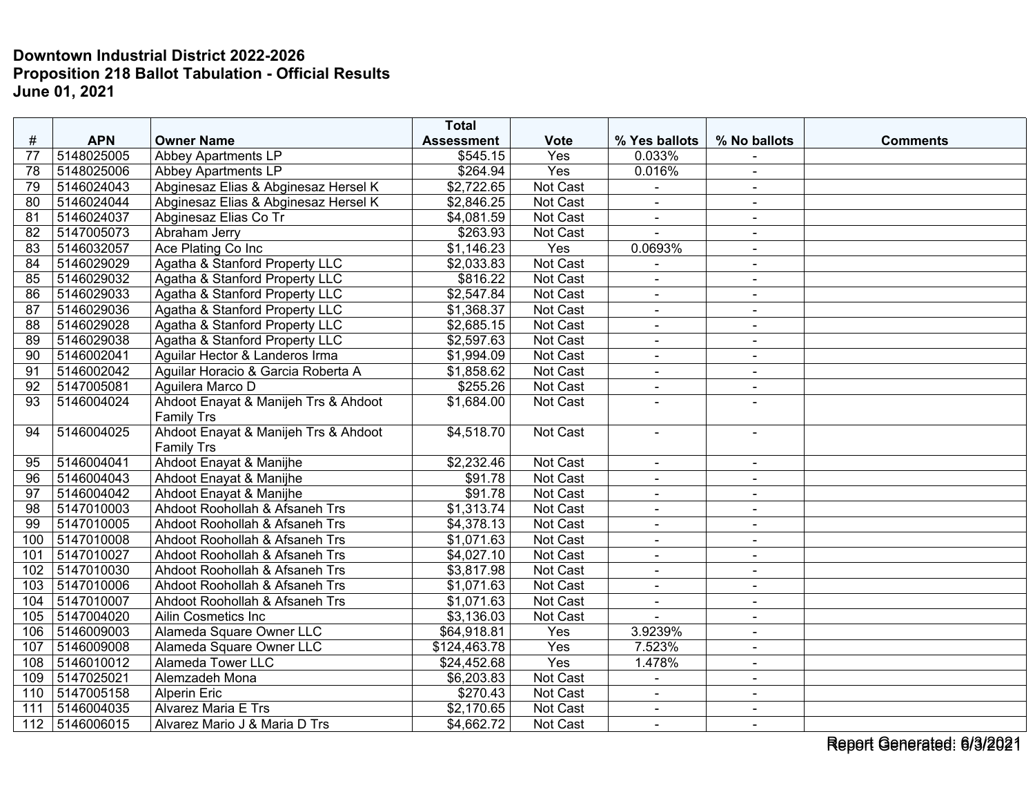**Downtown Industrial District 2022-2026**
**Proposition 218 Ballot Tabulation - Official Results**
**June 01, 2021**

| # | APN | Owner Name | Total Assessment | Vote | % Yes ballots | % No ballots | Comments |
|---|---|---|---|---|---|---|---|
| 77 | 5148025005 | Abbey Apartments LP | $545.15 | Yes | 0.033% | - | |
| 78 | 5148025006 | Abbey Apartments LP | $264.94 | Yes | 0.016% | - | |
| 79 | 5146024043 | Abginesaz Elias & Abginesaz Hersel K | $2,722.65 | Not Cast | - | - | |
| 80 | 5146024044 | Abginesaz Elias & Abginesaz Hersel K | $2,846.25 | Not Cast | - | - | |
| 81 | 5146024037 | Abginesaz Elias Co Tr | $4,081.59 | Not Cast | - | - | |
| 82 | 5147005073 | Abraham Jerry | $263.93 | Not Cast | - | - | |
| 83 | 5146032057 | Ace Plating Co Inc | $1,146.23 | Yes | 0.0693% | - | |
| 84 | 5146029029 | Agatha & Stanford Property LLC | $2,033.83 | Not Cast | - | - | |
| 85 | 5146029032 | Agatha & Stanford Property LLC | $816.22 | Not Cast | - | - | |
| 86 | 5146029033 | Agatha & Stanford Property LLC | $2,547.84 | Not Cast | - | - | |
| 87 | 5146029036 | Agatha & Stanford Property LLC | $1,368.37 | Not Cast | - | - | |
| 88 | 5146029028 | Agatha & Stanford Property LLC | $2,685.15 | Not Cast | - | - | |
| 89 | 5146029038 | Agatha & Stanford Property LLC | $2,597.63 | Not Cast | - | - | |
| 90 | 5146002041 | Aguilar Hector & Landeros Irma | $1,994.09 | Not Cast | - | - | |
| 91 | 5146002042 | Aguilar Horacio & Garcia Roberta A | $1,858.62 | Not Cast | - | - | |
| 92 | 5147005081 | Aguilera Marco D | $255.26 | Not Cast | - | - | |
| 93 | 5146004024 | Ahdoot Enayat & Manijeh Trs & Ahdoot Family Trs | $1,684.00 | Not Cast | - | - | |
| 94 | 5146004025 | Ahdoot Enayat & Manijeh Trs & Ahdoot Family Trs | $4,518.70 | Not Cast | - | - | |
| 95 | 5146004041 | Ahdoot Enayat & Manijhe | $2,232.46 | Not Cast | - | - | |
| 96 | 5146004043 | Ahdoot Enayat & Manijhe | $91.78 | Not Cast | - | - | |
| 97 | 5146004042 | Ahdoot Enayat & Manijhe | $91.78 | Not Cast | - | - | |
| 98 | 5147010003 | Ahdoot Roohollah & Afsaneh Trs | $1,313.74 | Not Cast | - | - | |
| 99 | 5147010005 | Ahdoot Roohollah & Afsaneh Trs | $4,378.13 | Not Cast | - | - | |
| 100 | 5147010008 | Ahdoot Roohollah & Afsaneh Trs | $1,071.63 | Not Cast | - | - | |
| 101 | 5147010027 | Ahdoot Roohollah & Afsaneh Trs | $4,027.10 | Not Cast | - | - | |
| 102 | 5147010030 | Ahdoot Roohollah & Afsaneh Trs | $3,817.98 | Not Cast | - | - | |
| 103 | 5147010006 | Ahdoot Roohollah & Afsaneh Trs | $1,071.63 | Not Cast | - | - | |
| 104 | 5147010007 | Ahdoot Roohollah & Afsaneh Trs | $1,071.63 | Not Cast | - | - | |
| 105 | 5147004020 | Ailin Cosmetics Inc | $3,136.03 | Not Cast | - | - | |
| 106 | 5146009003 | Alameda Square Owner LLC | $64,918.81 | Yes | 3.9239% | - | |
| 107 | 5146009008 | Alameda Square Owner LLC | $124,463.78 | Yes | 7.523% | - | |
| 108 | 5146010012 | Alameda Tower LLC | $24,452.68 | Yes | 1.478% | - | |
| 109 | 5147025021 | Alemzadeh Mona | $6,203.83 | Not Cast | - | - | |
| 110 | 5147005158 | Alperin Eric | $270.43 | Not Cast | - | - | |
| 111 | 5146004035 | Alvarez Maria E Trs | $2,170.65 | Not Cast | - | - | |
| 112 | 5146006015 | Alvarez Mario J & Maria D Trs | $4,662.72 | Not Cast | - | - | |

Report Generated: 6/3/2021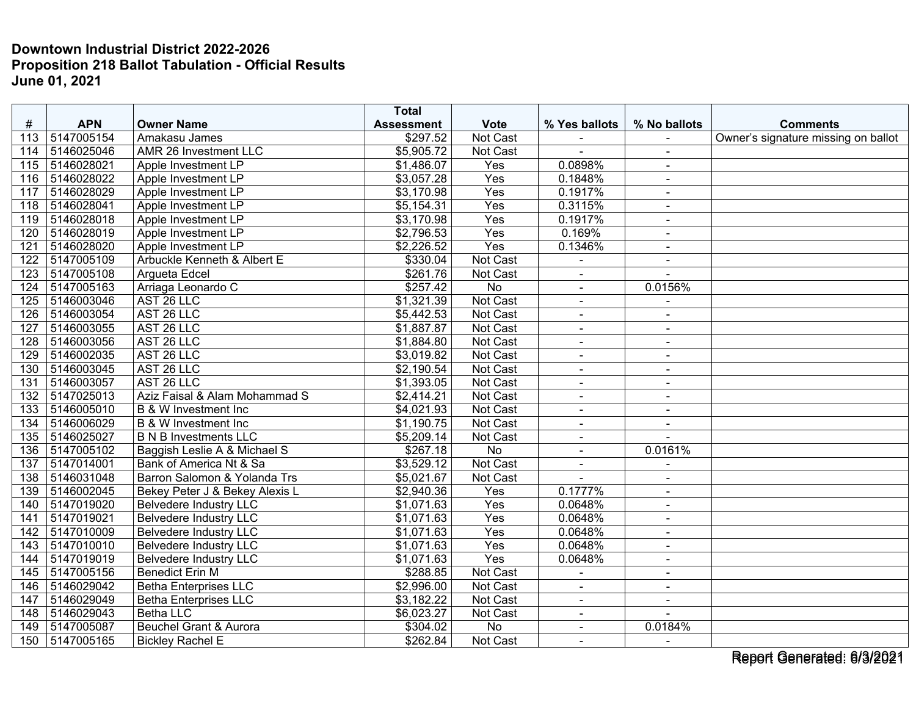**Downtown Industrial District 2022-2026**
**Proposition 218 Ballot Tabulation - Official Results**
**June 01, 2021**

| # | APN | Owner Name | Total Assessment | Vote | % Yes ballots | % No ballots | Comments |
|---|---|---|---|---|---|---|---|
| 113 | 5147005154 | Amakasu James | $297.52 | Not Cast | - | - | Owner's signature missing on ballot |
| 114 | 5146025046 | AMR 26 Investment LLC | $5,905.72 | Not Cast | - | - | |
| 115 | 5146028021 | Apple Investment LP | $1,486.07 | Yes | 0.0898% | - | |
| 116 | 5146028022 | Apple Investment LP | $3,057.28 | Yes | 0.1848% | - | |
| 117 | 5146028029 | Apple Investment LP | $3,170.98 | Yes | 0.1917% | - | |
| 118 | 5146028041 | Apple Investment LP | $5,154.31 | Yes | 0.3115% | - | |
| 119 | 5146028018 | Apple Investment LP | $3,170.98 | Yes | 0.1917% | - | |
| 120 | 5146028019 | Apple Investment LP | $2,796.53 | Yes | 0.169% | - | |
| 121 | 5146028020 | Apple Investment LP | $2,226.52 | Yes | 0.1346% | - | |
| 122 | 5147005109 | Arbuckle Kenneth & Albert E | $330.04 | Not Cast | - | - | |
| 123 | 5147005108 | Argueta Edcel | $261.76 | Not Cast | - | - | |
| 124 | 5147005163 | Arriaga Leonardo C | $257.42 | No | - | 0.0156% | |
| 125 | 5146003046 | AST 26 LLC | $1,321.39 | Not Cast | - | - | |
| 126 | 5146003054 | AST 26 LLC | $5,442.53 | Not Cast | - | - | |
| 127 | 5146003055 | AST 26 LLC | $1,887.87 | Not Cast | - | - | |
| 128 | 5146003056 | AST 26 LLC | $1,884.80 | Not Cast | - | - | |
| 129 | 5146002035 | AST 26 LLC | $3,019.82 | Not Cast | - | - | |
| 130 | 5146003045 | AST 26 LLC | $2,190.54 | Not Cast | - | - | |
| 131 | 5146003057 | AST 26 LLC | $1,393.05 | Not Cast | - | - | |
| 132 | 5147025013 | Aziz Faisal & Alam Mohammad S | $2,414.21 | Not Cast | - | - | |
| 133 | 5146005010 | B & W Investment Inc | $4,021.93 | Not Cast | - | - | |
| 134 | 5146006029 | B & W Investment Inc | $1,190.75 | Not Cast | - | - | |
| 135 | 5146025027 | B N B Investments LLC | $5,209.14 | Not Cast | - | - | |
| 136 | 5147005102 | Baggish Leslie A & Michael S | $267.18 | No | - | 0.0161% | |
| 137 | 5147014001 | Bank of America Nt & Sa | $3,529.12 | Not Cast | - | - | |
| 138 | 5146031048 | Barron Salomon & Yolanda Trs | $5,021.67 | Not Cast | - | - | |
| 139 | 5146002045 | Bekey Peter J & Bekey Alexis L | $2,940.36 | Yes | 0.1777% | - | |
| 140 | 5147019020 | Belvedere Industry LLC | $1,071.63 | Yes | 0.0648% | - | |
| 141 | 5147019021 | Belvedere Industry LLC | $1,071.63 | Yes | 0.0648% | - | |
| 142 | 5147010009 | Belvedere Industry LLC | $1,071.63 | Yes | 0.0648% | - | |
| 143 | 5147010010 | Belvedere Industry LLC | $1,071.63 | Yes | 0.0648% | - | |
| 144 | 5147019019 | Belvedere Industry LLC | $1,071.63 | Yes | 0.0648% | - | |
| 145 | 5147005156 | Benedict Erin M | $288.85 | Not Cast | - | - | |
| 146 | 5146029042 | Betha Enterprises LLC | $2,996.00 | Not Cast | - | - | |
| 147 | 5146029049 | Betha Enterprises LLC | $3,182.22 | Not Cast | - | - | |
| 148 | 5146029043 | Betha LLC | $6,023.27 | Not Cast | - | - | |
| 149 | 5147005087 | Beuchel Grant & Aurora | $304.02 | No | - | 0.0184% | |
| 150 | 5147005165 | Bickley Rachel E | $262.84 | Not Cast | - | - | |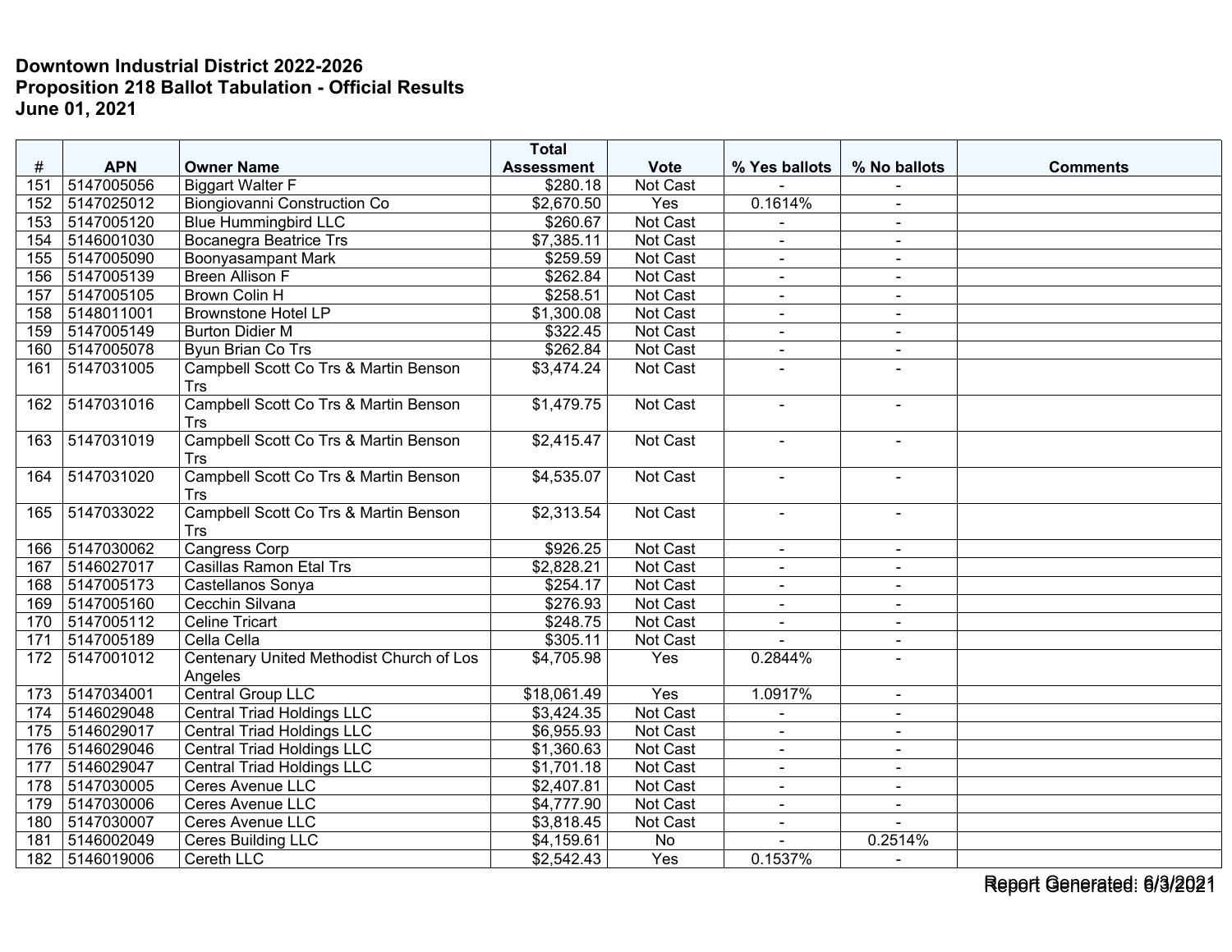**Downtown Industrial District 2022-2026**
**Proposition 218 Ballot Tabulation - Official Results**
**June 01, 2021**

| # | APN | Owner Name | Total Assessment | Vote | % Yes ballots | % No ballots | Comments |
|---|---|---|---|---|---|---|---|
| 151 | 5147005056 | Biggart Walter F | $280.18 | Not Cast | - | - | |
| 152 | 5147025012 | Biongiovanni Construction Co | $2,670.50 | Yes | 0.1614% | - | |
| 153 | 5147005120 | Blue Hummingbird LLC | $260.67 | Not Cast | - | - | |
| 154 | 5146001030 | Bocanegra Beatrice Trs | $7,385.11 | Not Cast | - | - | |
| 155 | 5147005090 | Boonyasampant Mark | $259.59 | Not Cast | - | - | |
| 156 | 5147005139 | Breen Allison F | $262.84 | Not Cast | - | - | |
| 157 | 5147005105 | Brown Colin H | $258.51 | Not Cast | - | - | |
| 158 | 5148011001 | Brownstone Hotel LP | $1,300.08 | Not Cast | - | - | |
| 159 | 5147005149 | Burton Didier M | $322.45 | Not Cast | - | - | |
| 160 | 5147005078 | Byun Brian Co Trs | $262.84 | Not Cast | - | - | |
| 161 | 5147031005 | Campbell Scott Co Trs & Martin Benson Trs | $3,474.24 | Not Cast | - | - | |
| 162 | 5147031016 | Campbell Scott Co Trs & Martin Benson Trs | $1,479.75 | Not Cast | - | - | |
| 163 | 5147031019 | Campbell Scott Co Trs & Martin Benson Trs | $2,415.47 | Not Cast | - | - | |
| 164 | 5147031020 | Campbell Scott Co Trs & Martin Benson Trs | $4,535.07 | Not Cast | - | - | |
| 165 | 5147033022 | Campbell Scott Co Trs & Martin Benson Trs | $2,313.54 | Not Cast | - | - | |
| 166 | 5147030062 | Cangress Corp | $926.25 | Not Cast | - | - | |
| 167 | 5146027017 | Casillas Ramon Etal Trs | $2,828.21 | Not Cast | - | - | |
| 168 | 5147005173 | Castellanos Sonya | $254.17 | Not Cast | - | - | |
| 169 | 5147005160 | Cecchin Silvana | $276.93 | Not Cast | - | - | |
| 170 | 5147005112 | Celine Tricart | $248.75 | Not Cast | - | - | |
| 171 | 5147005189 | Cella Cella | $305.11 | Not Cast | - | - | |
| 172 | 5147001012 | Centenary United Methodist Church of Los Angeles | $4,705.98 | Yes | 0.2844% | - | |
| 173 | 5147034001 | Central Group LLC | $18,061.49 | Yes | 1.0917% | - | |
| 174 | 5146029048 | Central Triad Holdings LLC | $3,424.35 | Not Cast | - | - | |
| 175 | 5146029017 | Central Triad Holdings LLC | $6,955.93 | Not Cast | - | - | |
| 176 | 5146029046 | Central Triad Holdings LLC | $1,360.63 | Not Cast | - | - | |
| 177 | 5146029047 | Central Triad Holdings LLC | $1,701.18 | Not Cast | - | - | |
| 178 | 5147030005 | Ceres Avenue LLC | $2,407.81 | Not Cast | - | - | |
| 179 | 5147030006 | Ceres Avenue LLC | $4,777.90 | Not Cast | - | - | |
| 180 | 5147030007 | Ceres Avenue LLC | $3,818.45 | Not Cast | - | - | |
| 181 | 5146002049 | Ceres Building LLC | $4,159.61 | No | - | 0.2514% | |
| 182 | 5146019006 | Cereth LLC | $2,542.43 | Yes | 0.1537% | - | |

Report Generated: 6/3/2021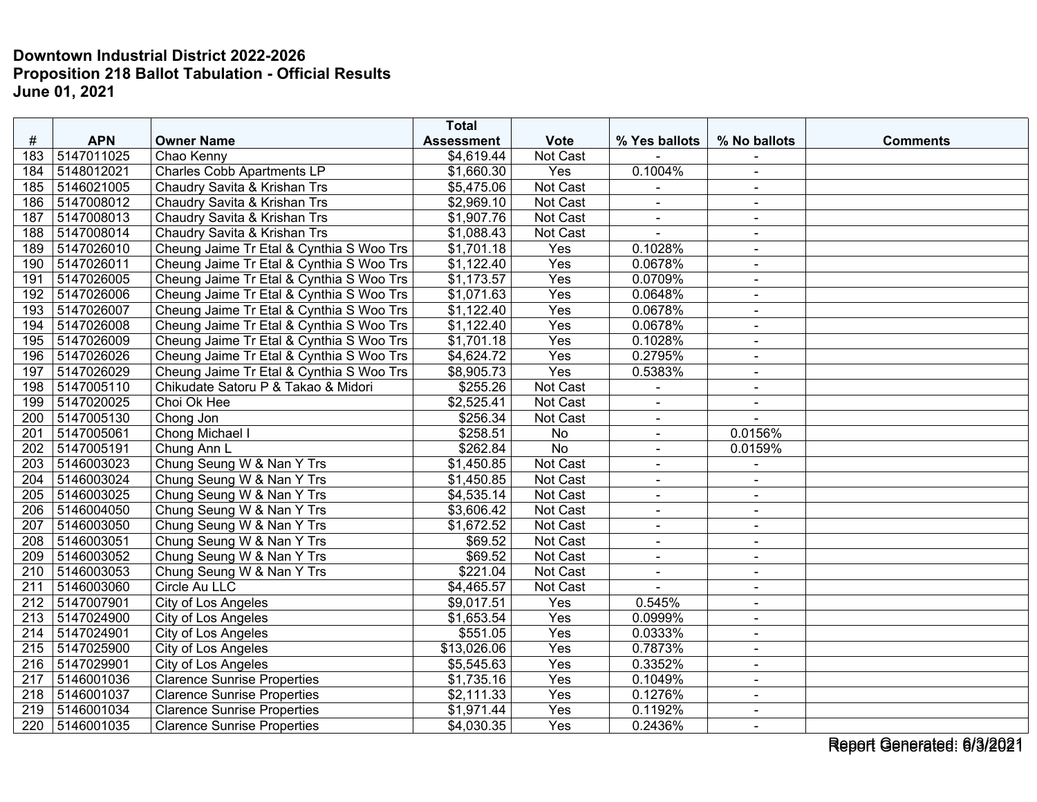**Downtown Industrial District 2022-2026**
**Proposition 218 Ballot Tabulation - Official Results**
**June 01, 2021**

| # | APN | Owner Name | Total Assessment | Vote | % Yes ballots | % No ballots | Comments |
|---|---|---|---|---|---|---|---|
| 183 | 5147011025 | Chao Kenny | $4,619.44 | Not Cast | - | - | |
| 184 | 5148012021 | Charles Cobb Apartments LP | $1,660.30 | Yes | 0.1004% | - | |
| 185 | 5146021005 | Chaudry Savita & Krishan Trs | $5,475.06 | Not Cast | - | - | |
| 186 | 5147008012 | Chaudry Savita & Krishan Trs | $2,969.10 | Not Cast | - | - | |
| 187 | 5147008013 | Chaudry Savita & Krishan Trs | $1,907.76 | Not Cast | - | - | |
| 188 | 5147008014 | Chaudry Savita & Krishan Trs | $1,088.43 | Not Cast | - | - | |
| 189 | 5147026010 | Cheung Jaime Tr Etal & Cynthia S Woo Trs | $1,701.18 | Yes | 0.1028% | - | |
| 190 | 5147026011 | Cheung Jaime Tr Etal & Cynthia S Woo Trs | $1,122.40 | Yes | 0.0678% | - | |
| 191 | 5147026005 | Cheung Jaime Tr Etal & Cynthia S Woo Trs | $1,173.57 | Yes | 0.0709% | - | |
| 192 | 5147026006 | Cheung Jaime Tr Etal & Cynthia S Woo Trs | $1,071.63 | Yes | 0.0648% | - | |
| 193 | 5147026007 | Cheung Jaime Tr Etal & Cynthia S Woo Trs | $1,122.40 | Yes | 0.0678% | - | |
| 194 | 5147026008 | Cheung Jaime Tr Etal & Cynthia S Woo Trs | $1,122.40 | Yes | 0.0678% | - | |
| 195 | 5147026009 | Cheung Jaime Tr Etal & Cynthia S Woo Trs | $1,701.18 | Yes | 0.1028% | - | |
| 196 | 5147026026 | Cheung Jaime Tr Etal & Cynthia S Woo Trs | $4,624.72 | Yes | 0.2795% | - | |
| 197 | 5147026029 | Cheung Jaime Tr Etal & Cynthia S Woo Trs | $8,905.73 | Yes | 0.5383% | - | |
| 198 | 5147005110 | Chikudate Satoru P & Takao & Midori | $255.26 | Not Cast | - | - | |
| 199 | 5147020025 | Choi Ok Hee | $2,525.41 | Not Cast | - | - | |
| 200 | 5147005130 | Chong Jon | $256.34 | Not Cast | - | - | |
| 201 | 5147005061 | Chong Michael I | $258.51 | No | - | 0.0156% | |
| 202 | 5147005191 | Chung Ann L | $262.84 | No | - | 0.0159% | |
| 203 | 5146003023 | Chung Seung W & Nan Y Trs | $1,450.85 | Not Cast | - | - | |
| 204 | 5146003024 | Chung Seung W & Nan Y Trs | $1,450.85 | Not Cast | - | - | |
| 205 | 5146003025 | Chung Seung W & Nan Y Trs | $4,535.14 | Not Cast | - | - | |
| 206 | 5146004050 | Chung Seung W & Nan Y Trs | $3,606.42 | Not Cast | - | - | |
| 207 | 5146003050 | Chung Seung W & Nan Y Trs | $1,672.52 | Not Cast | - | - | |
| 208 | 5146003051 | Chung Seung W & Nan Y Trs | $69.52 | Not Cast | - | - | |
| 209 | 5146003052 | Chung Seung W & Nan Y Trs | $69.52 | Not Cast | - | - | |
| 210 | 5146003053 | Chung Seung W & Nan Y Trs | $221.04 | Not Cast | - | - | |
| 211 | 5146003060 | Circle Au LLC | $4,465.57 | Not Cast | - | - | |
| 212 | 5147007901 | City of Los Angeles | $9,017.51 | Yes | 0.545% | - | |
| 213 | 5147024900 | City of Los Angeles | $1,653.54 | Yes | 0.0999% | - | |
| 214 | 5147024901 | City of Los Angeles | $551.05 | Yes | 0.0333% | - | |
| 215 | 5147025900 | City of Los Angeles | $13,026.06 | Yes | 0.7873% | - | |
| 216 | 5147029901 | City of Los Angeles | $5,545.63 | Yes | 0.3352% | - | |
| 217 | 5146001036 | Clarence Sunrise Properties | $1,735.16 | Yes | 0.1049% | - | |
| 218 | 5146001037 | Clarence Sunrise Properties | $2,111.33 | Yes | 0.1276% | - | |
| 219 | 5146001034 | Clarence Sunrise Properties | $1,971.44 | Yes | 0.1192% | - | |
| 220 | 5146001035 | Clarence Sunrise Properties | $4,030.35 | Yes | 0.2436% | - | |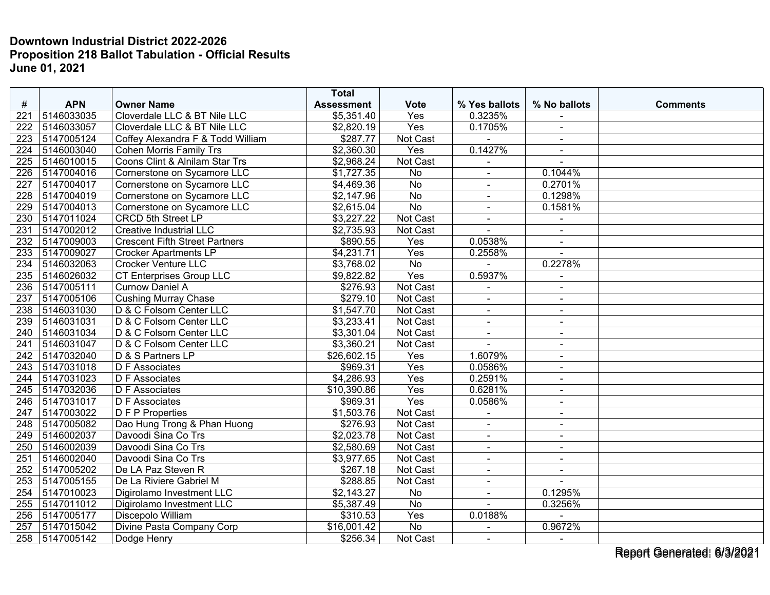**Downtown Industrial District 2022-2026**
**Proposition 218 Ballot Tabulation - Official Results**
**June 01, 2021**

| # | APN | Owner Name | Total Assessment | Vote | % Yes ballots | % No ballots | Comments |
|---|---|---|---|---|---|---|---|
| 221 | 5146033035 | Cloverdale LLC & BT Nile LLC | $5,351.40 | Yes | 0.3235% | - | |
| 222 | 5146033057 | Cloverdale LLC & BT Nile LLC | $2,820.19 | Yes | 0.1705% | - | |
| 223 | 5147005124 | Coffey Alexandra F & Todd William | $287.77 | Not Cast | - | - | |
| 224 | 5146003040 | Cohen Morris Family Trs | $2,360.30 | Yes | 0.1427% | - | |
| 225 | 5146010015 | Coons Clint & Alnilam Star Trs | $2,968.24 | Not Cast | - | - | |
| 226 | 5147004016 | Cornerstone on Sycamore LLC | $1,727.35 | No | - | 0.1044% | |
| 227 | 5147004017 | Cornerstone on Sycamore LLC | $4,469.36 | No | - | 0.2701% | |
| 228 | 5147004019 | Cornerstone on Sycamore LLC | $2,147.96 | No | - | 0.1298% | |
| 229 | 5147004013 | Cornerstone on Sycamore LLC | $2,615.04 | No | - | 0.1581% | |
| 230 | 5147011024 | CRCD 5th Street LP | $3,227.22 | Not Cast | - | - | |
| 231 | 5147002012 | Creative Industrial LLC | $2,735.93 | Not Cast | - | - | |
| 232 | 5147009003 | Crescent Fifth Street Partners | $890.55 | Yes | 0.0538% | - | |
| 233 | 5147009027 | Crocker Apartments LP | $4,231.71 | Yes | 0.2558% | - | |
| 234 | 5146032063 | Crocker Venture LLC | $3,768.02 | No | - | 0.2278% | |
| 235 | 5146026032 | CT Enterprises Group LLC | $9,822.82 | Yes | 0.5937% | - | |
| 236 | 5147005111 | Curnow Daniel A | $276.93 | Not Cast | - | - | |
| 237 | 5147005106 | Cushing Murray Chase | $279.10 | Not Cast | - | - | |
| 238 | 5146031030 | D & C Folsom Center LLC | $1,547.70 | Not Cast | - | - | |
| 239 | 5146031031 | D & C Folsom Center LLC | $3,233.41 | Not Cast | - | - | |
| 240 | 5146031034 | D & C Folsom Center LLC | $3,301.04 | Not Cast | - | - | |
| 241 | 5146031047 | D & C Folsom Center LLC | $3,360.21 | Not Cast | - | - | |
| 242 | 5147032040 | D & S Partners LP | $26,602.15 | Yes | 1.6079% | - | |
| 243 | 5147031018 | D F Associates | $969.31 | Yes | 0.0586% | - | |
| 244 | 5147031023 | D F Associates | $4,286.93 | Yes | 0.2591% | - | |
| 245 | 5147032036 | D F Associates | $10,390.86 | Yes | 0.6281% | - | |
| 246 | 5147031017 | D F Associates | $969.31 | Yes | 0.0586% | - | |
| 247 | 5147003022 | D F P Properties | $1,503.76 | Not Cast | - | - | |
| 248 | 5147005082 | Dao Hung Trong & Phan Huong | $276.93 | Not Cast | - | - | |
| 249 | 5146002037 | Davoodi Sina Co Trs | $2,023.78 | Not Cast | - | - | |
| 250 | 5146002039 | Davoodi Sina Co Trs | $2,580.69 | Not Cast | - | - | |
| 251 | 5146002040 | Davoodi Sina Co Trs | $3,977.65 | Not Cast | - | - | |
| 252 | 5147005202 | De LA Paz Steven R | $267.18 | Not Cast | - | - | |
| 253 | 5147005155 | De La Riviere Gabriel M | $288.85 | Not Cast | - | - | |
| 254 | 5147010023 | Digirolamo Investment LLC | $2,143.27 | No | - | 0.1295% | |
| 255 | 5147011012 | Digirolamo Investment LLC | $5,387.49 | No | - | 0.3256% | |
| 256 | 5147005177 | Discepolo William | $310.53 | Yes | 0.0188% | - | |
| 257 | 5147015042 | Divine Pasta Company Corp | $16,001.42 | No | - | 0.9672% | |
| 258 | 5147005142 | Dodge Henry | $256.34 | Not Cast | - | - | |

Report Generated: 6/3/2021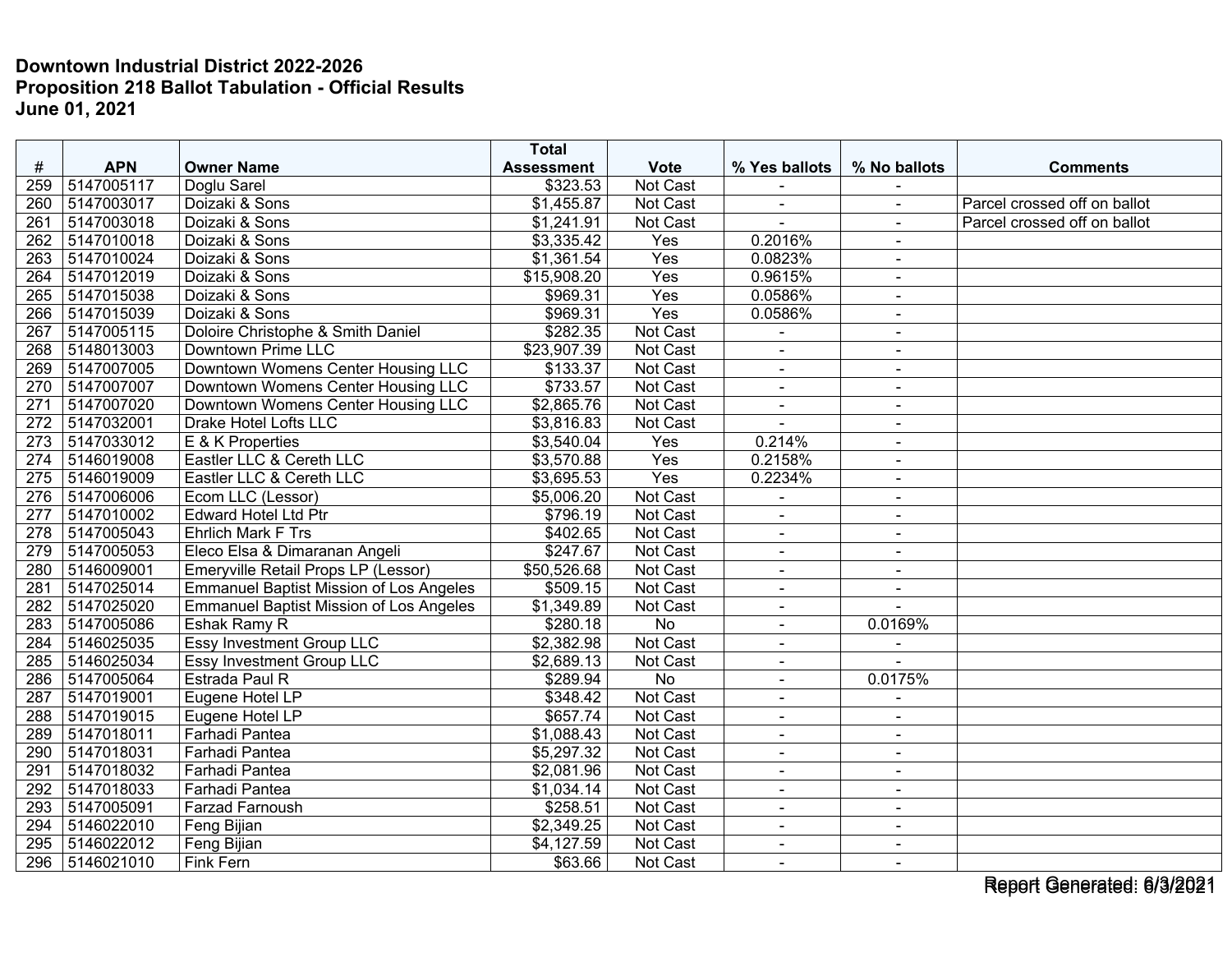**Downtown Industrial District 2022-2026**
**Proposition 218 Ballot Tabulation - Official Results**
**June 01, 2021**

| # | APN | Owner Name | Total Assessment | Vote | % Yes ballots | % No ballots | Comments |
|---|---|---|---|---|---|---|---|
| 259 | 5147005117 | Doglu Sarel | $323.53 | Not Cast | - | - | |
| 260 | 5147003017 | Doizaki & Sons | $1,455.87 | Not Cast | - | - | Parcel crossed off on ballot |
| 261 | 5147003018 | Doizaki & Sons | $1,241.91 | Not Cast | - | - | Parcel crossed off on ballot |
| 262 | 5147010018 | Doizaki & Sons | $3,335.42 | Yes | 0.2016% | - | |
| 263 | 5147010024 | Doizaki & Sons | $1,361.54 | Yes | 0.0823% | - | |
| 264 | 5147012019 | Doizaki & Sons | $15,908.20 | Yes | 0.9615% | - | |
| 265 | 5147015038 | Doizaki & Sons | $969.31 | Yes | 0.0586% | - | |
| 266 | 5147015039 | Doizaki & Sons | $969.31 | Yes | 0.0586% | - | |
| 267 | 5147005115 | Doloire Christophe & Smith Daniel | $282.35 | Not Cast | - | - | |
| 268 | 5148013003 | Downtown Prime LLC | $23,907.39 | Not Cast | - | - | |
| 269 | 5147007005 | Downtown Womens Center Housing LLC | $133.37 | Not Cast | - | - | |
| 270 | 5147007007 | Downtown Womens Center Housing LLC | $733.57 | Not Cast | - | - | |
| 271 | 5147007020 | Downtown Womens Center Housing LLC | $2,865.76 | Not Cast | - | - | |
| 272 | 5147032001 | Drake Hotel Lofts LLC | $3,816.83 | Not Cast | - | - | |
| 273 | 5147033012 | E & K Properties | $3,540.04 | Yes | 0.214% | - | |
| 274 | 5146019008 | Eastler LLC & Cereth LLC | $3,570.88 | Yes | 0.2158% | - | |
| 275 | 5146019009 | Eastler LLC & Cereth LLC | $3,695.53 | Yes | 0.2234% | - | |
| 276 | 5147006006 | Ecom LLC (Lessor) | $5,006.20 | Not Cast | - | - | |
| 277 | 5147010002 | Edward Hotel Ltd Ptr | $796.19 | Not Cast | - | - | |
| 278 | 5147005043 | Ehrlich Mark F Trs | $402.65 | Not Cast | - | - | |
| 279 | 5147005053 | Eleco Elsa & Dimaranan Angeli | $247.67 | Not Cast | - | - | |
| 280 | 5146009001 | Emeryville Retail Props LP (Lessor) | $50,526.68 | Not Cast | - | - | |
| 281 | 5147025014 | Emmanuel Baptist Mission of Los Angeles | $509.15 | Not Cast | - | - | |
| 282 | 5147025020 | Emmanuel Baptist Mission of Los Angeles | $1,349.89 | Not Cast | - | - | |
| 283 | 5147005086 | Eshak Ramy R | $280.18 | No | - | 0.0169% | |
| 284 | 5146025035 | Essy Investment Group LLC | $2,382.98 | Not Cast | - | - | |
| 285 | 5146025034 | Essy Investment Group LLC | $2,689.13 | Not Cast | - | - | |
| 286 | 5147005064 | Estrada Paul R | $289.94 | No | - | 0.0175% | |
| 287 | 5147019001 | Eugene Hotel LP | $348.42 | Not Cast | - | - | |
| 288 | 5147019015 | Eugene Hotel LP | $657.74 | Not Cast | - | - | |
| 289 | 5147018011 | Farhadi Pantea | $1,088.43 | Not Cast | - | - | |
| 290 | 5147018031 | Farhadi Pantea | $5,297.32 | Not Cast | - | - | |
| 291 | 5147018032 | Farhadi Pantea | $2,081.96 | Not Cast | - | - | |
| 292 | 5147018033 | Farhadi Pantea | $1,034.14 | Not Cast | - | - | |
| 293 | 5147005091 | Farzad Farnoush | $258.51 | Not Cast | - | - | |
| 294 | 5146022010 | Feng Bijian | $2,349.25 | Not Cast | - | - | |
| 295 | 5146022012 | Feng Bijian | $4,127.59 | Not Cast | - | - | |
| 296 | 5146021010 | Fink Fern | $63.66 | Not Cast | - | - | |

Report Generated: 6/3/2021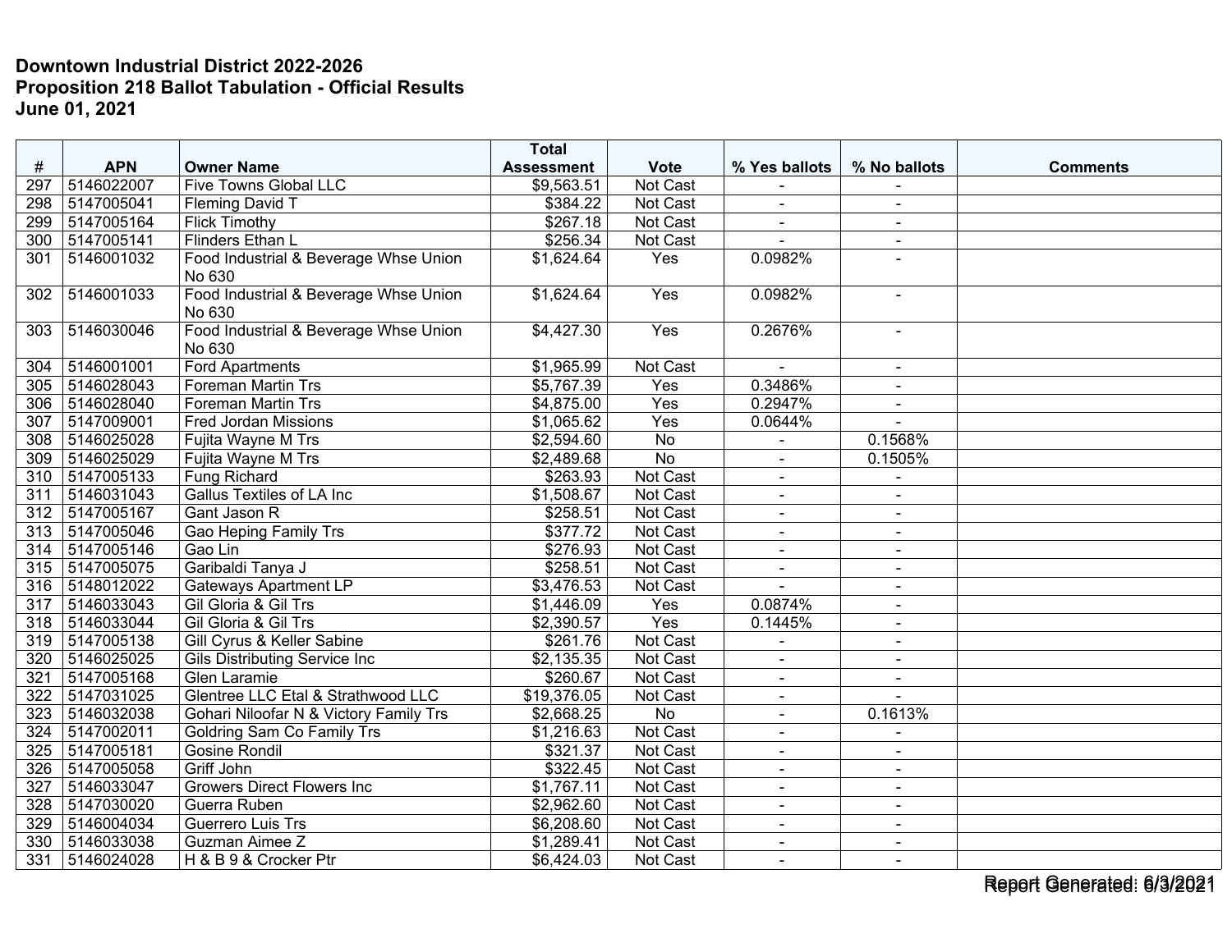**Downtown Industrial District 2022-2026**
**Proposition 218 Ballot Tabulation - Official Results**
**June 01, 2021**

| # | APN | Owner Name | Total Assessment | Vote | % Yes ballots | % No ballots | Comments |
|---|---|---|---|---|---|---|---|
| 297 | 5146022007 | Five Towns Global LLC | $9,563.51 | Not Cast | - | - | |
| 298 | 5147005041 | Fleming David T | $384.22 | Not Cast | - | - | |
| 299 | 5147005164 | Flick Timothy | $267.18 | Not Cast | - | - | |
| 300 | 5147005141 | Flinders Ethan L | $256.34 | Not Cast | - | - | |
| 301 | 5146001032 | Food Industrial & Beverage Whse Union No 630 | $1,624.64 | Yes | 0.0982% | - | |
| 302 | 5146001033 | Food Industrial & Beverage Whse Union No 630 | $1,624.64 | Yes | 0.0982% | - | |
| 303 | 5146030046 | Food Industrial & Beverage Whse Union No 630 | $4,427.30 | Yes | 0.2676% | - | |
| 304 | 5146001001 | Ford Apartments | $1,965.99 | Not Cast | - | - | |
| 305 | 5146028043 | Foreman Martin Trs | $5,767.39 | Yes | 0.3486% | - | |
| 306 | 5146028040 | Foreman Martin Trs | $4,875.00 | Yes | 0.2947% | - | |
| 307 | 5147009001 | Fred Jordan Missions | $1,065.62 | Yes | 0.0644% | - | |
| 308 | 5146025028 | Fujita Wayne M Trs | $2,594.60 | No | - | 0.1568% | |
| 309 | 5146025029 | Fujita Wayne M Trs | $2,489.68 | No | - | 0.1505% | |
| 310 | 5147005133 | Fung Richard | $263.93 | Not Cast | - | - | |
| 311 | 5146031043 | Gallus Textiles of LA Inc | $1,508.67 | Not Cast | - | - | |
| 312 | 5147005167 | Gant Jason R | $258.51 | Not Cast | - | - | |
| 313 | 5147005046 | Gao Heping Family Trs | $377.72 | Not Cast | - | - | |
| 314 | 5147005146 | Gao Lin | $276.93 | Not Cast | - | - | |
| 315 | 5147005075 | Garibaldi Tanya J | $258.51 | Not Cast | - | - | |
| 316 | 5148012022 | Gateways Apartment LP | $3,476.53 | Not Cast | - | - | |
| 317 | 5146033043 | Gil Gloria & Gil Trs | $1,446.09 | Yes | 0.0874% | - | |
| 318 | 5146033044 | Gil Gloria & Gil Trs | $2,390.57 | Yes | 0.1445% | - | |
| 319 | 5147005138 | Gill Cyrus & Keller Sabine | $261.76 | Not Cast | - | - | |
| 320 | 5146025025 | Gils Distributing Service Inc | $2,135.35 | Not Cast | - | - | |
| 321 | 5147005168 | Glen Laramie | $260.67 | Not Cast | - | - | |
| 322 | 5147031025 | Glentree LLC Etal & Strathwood LLC | $19,376.05 | Not Cast | - | - | |
| 323 | 5146032038 | Gohari Niloofar N & Victory Family Trs | $2,668.25 | No | - | 0.1613% | |
| 324 | 5147002011 | Goldring Sam Co Family Trs | $1,216.63 | Not Cast | - | - | |
| 325 | 5147005181 | Gosine Rondil | $321.37 | Not Cast | - | - | |
| 326 | 5147005058 | Griff John | $322.45 | Not Cast | - | - | |
| 327 | 5146033047 | Growers Direct Flowers Inc | $1,767.11 | Not Cast | - | - | |
| 328 | 5147030020 | Guerra Ruben | $2,962.60 | Not Cast | - | - | |
| 329 | 5146004034 | Guerrero Luis Trs | $6,208.60 | Not Cast | - | - | |
| 330 | 5146033038 | Guzman Aimee Z | $1,289.41 | Not Cast | - | - | |
| 331 | 5146024028 | H & B 9 & Crocker Ptr | $6,424.03 | Not Cast | - | - | |

Report Generated: 6/3/2021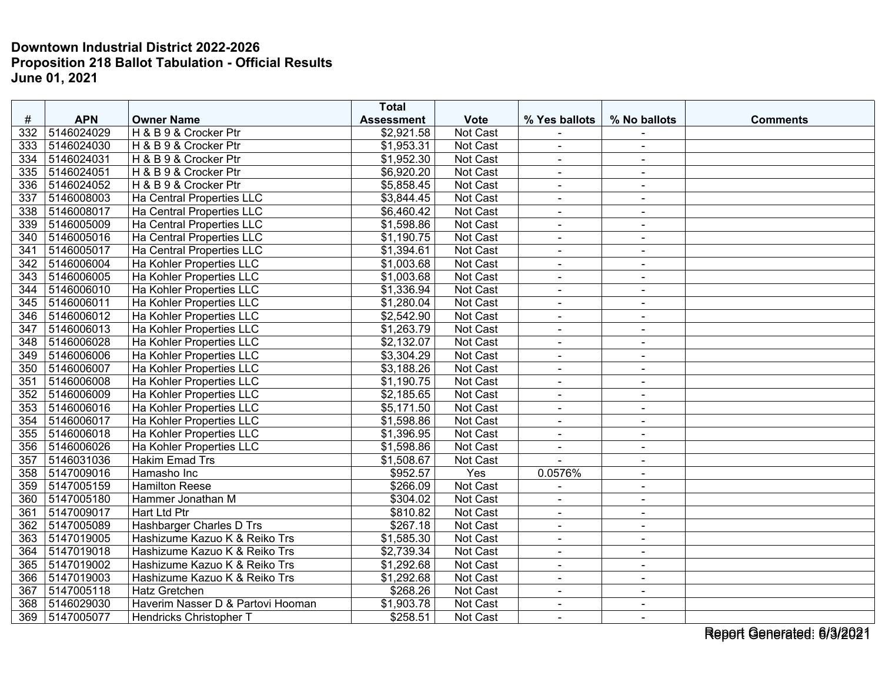**Downtown Industrial District 2022-2026**
**Proposition 218 Ballot Tabulation - Official Results**
**June 01, 2021**

| # | APN | Owner Name | Total Assessment | Vote | % Yes ballots | % No ballots | Comments |
|---|---|---|---|---|---|---|---|
| 332 | 5146024029 | H & B 9 & Crocker Ptr | $2,921.58 | Not Cast | - | - | |
| 333 | 5146024030 | H & B 9 & Crocker Ptr | $1,953.31 | Not Cast | - | - | |
| 334 | 5146024031 | H & B 9 & Crocker Ptr | $1,952.30 | Not Cast | - | - | |
| 335 | 5146024051 | H & B 9 & Crocker Ptr | $6,920.20 | Not Cast | - | - | |
| 336 | 5146024052 | H & B 9 & Crocker Ptr | $5,858.45 | Not Cast | - | - | |
| 337 | 5146008003 | Ha Central Properties LLC | $3,844.45 | Not Cast | - | - | |
| 338 | 5146008017 | Ha Central Properties LLC | $6,460.42 | Not Cast | - | - | |
| 339 | 5146005009 | Ha Central Properties LLC | $1,598.86 | Not Cast | - | - | |
| 340 | 5146005016 | Ha Central Properties LLC | $1,190.75 | Not Cast | - | - | |
| 341 | 5146005017 | Ha Central Properties LLC | $1,394.61 | Not Cast | - | - | |
| 342 | 5146006004 | Ha Kohler Properties LLC | $1,003.68 | Not Cast | - | - | |
| 343 | 5146006005 | Ha Kohler Properties LLC | $1,003.68 | Not Cast | - | - | |
| 344 | 5146006010 | Ha Kohler Properties LLC | $1,336.94 | Not Cast | - | - | |
| 345 | 5146006011 | Ha Kohler Properties LLC | $1,280.04 | Not Cast | - | - | |
| 346 | 5146006012 | Ha Kohler Properties LLC | $2,542.90 | Not Cast | - | - | |
| 347 | 5146006013 | Ha Kohler Properties LLC | $1,263.79 | Not Cast | - | - | |
| 348 | 5146006028 | Ha Kohler Properties LLC | $2,132.07 | Not Cast | - | - | |
| 349 | 5146006006 | Ha Kohler Properties LLC | $3,304.29 | Not Cast | - | - | |
| 350 | 5146006007 | Ha Kohler Properties LLC | $3,188.26 | Not Cast | - | - | |
| 351 | 5146006008 | Ha Kohler Properties LLC | $1,190.75 | Not Cast | - | - | |
| 352 | 5146006009 | Ha Kohler Properties LLC | $2,185.65 | Not Cast | - | - | |
| 353 | 5146006016 | Ha Kohler Properties LLC | $5,171.50 | Not Cast | - | - | |
| 354 | 5146006017 | Ha Kohler Properties LLC | $1,598.86 | Not Cast | - | - | |
| 355 | 5146006018 | Ha Kohler Properties LLC | $1,396.95 | Not Cast | - | - | |
| 356 | 5146006026 | Ha Kohler Properties LLC | $1,598.86 | Not Cast | - | - | |
| 357 | 5146031036 | Hakim Emad Trs | $1,508.67 | Not Cast | - | - | |
| 358 | 5147009016 | Hamasho Inc | $952.57 | Yes | 0.0576% | - | |
| 359 | 5147005159 | Hamilton Reese | $266.09 | Not Cast | - | - | |
| 360 | 5147005180 | Hammer Jonathan M | $304.02 | Not Cast | - | - | |
| 361 | 5147009017 | Hart Ltd Ptr | $810.82 | Not Cast | - | - | |
| 362 | 5147005089 | Hashbarger Charles D Trs | $267.18 | Not Cast | - | - | |
| 363 | 5147019005 | Hashizume Kazuo K & Reiko Trs | $1,585.30 | Not Cast | - | - | |
| 364 | 5147019018 | Hashizume Kazuo K & Reiko Trs | $2,739.34 | Not Cast | - | - | |
| 365 | 5147019002 | Hashizume Kazuo K & Reiko Trs | $1,292.68 | Not Cast | - | - | |
| 366 | 5147019003 | Hashizume Kazuo K & Reiko Trs | $1,292.68 | Not Cast | - | - | |
| 367 | 5147005118 | Hatz Gretchen | $268.26 | Not Cast | - | - | |
| 368 | 5146029030 | Haverim Nasser D & Partovi Hooman | $1,903.78 | Not Cast | - | - | |
| 369 | 5147005077 | Hendricks Christopher T | $258.51 | Not Cast | - | - | |

Report Generated: 6/3/2021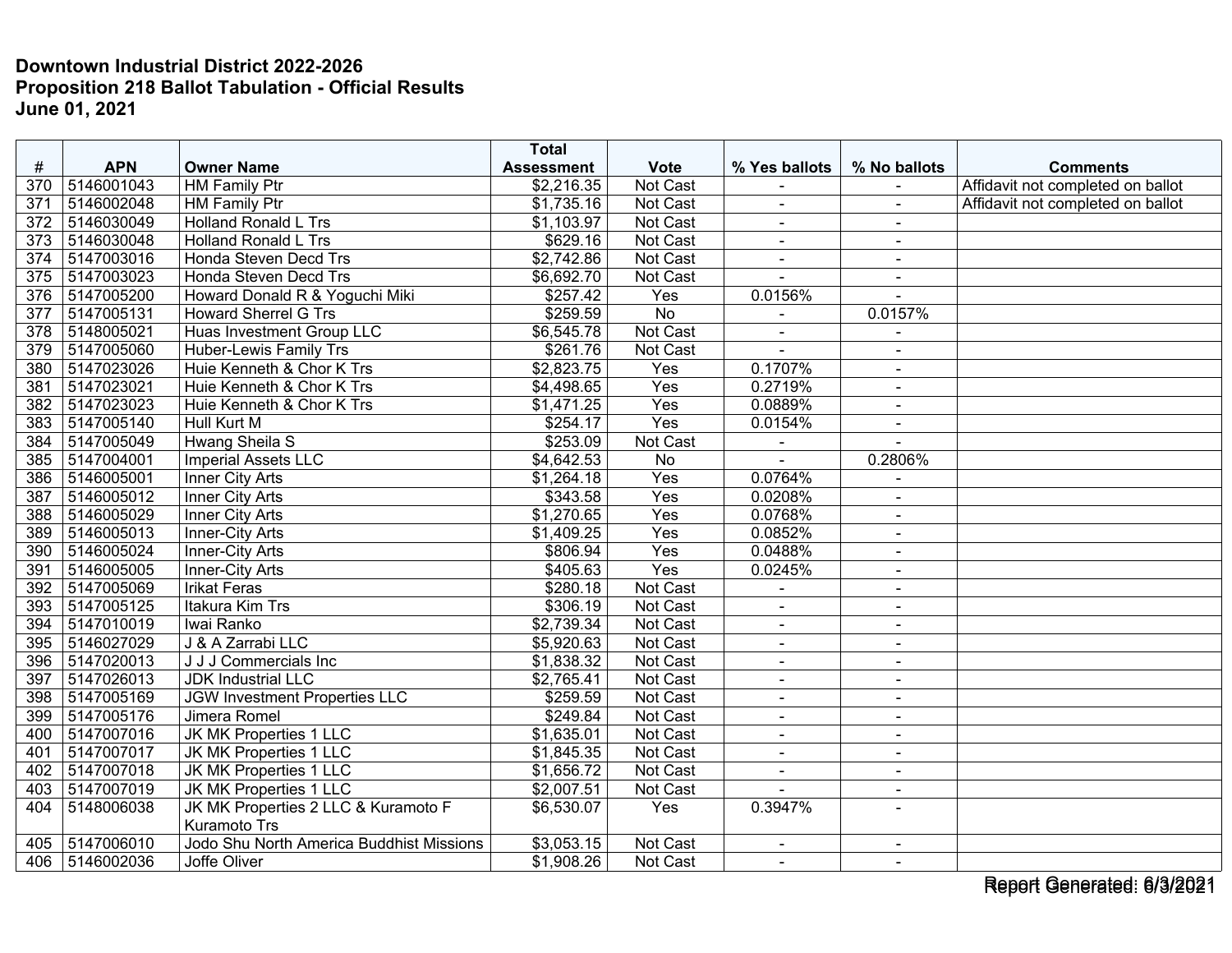**Downtown Industrial District 2022-2026**
**Proposition 218 Ballot Tabulation - Official Results**
**June 01, 2021**

| # | APN | Owner Name | Total Assessment | Vote | % Yes ballots | % No ballots | Comments |
|---|---|---|---|---|---|---|---|
| 370 | 5146001043 | HM Family Ptr | $2,216.35 | Not Cast | - | - | Affidavit not completed on ballot |
| 371 | 5146002048 | HM Family Ptr | $1,735.16 | Not Cast | - | - | Affidavit not completed on ballot |
| 372 | 5146030049 | Holland Ronald L Trs | $1,103.97 | Not Cast | - | - | |
| 373 | 5146030048 | Holland Ronald L Trs | $629.16 | Not Cast | - | - | |
| 374 | 5147003016 | Honda Steven Decd Trs | $2,742.86 | Not Cast | - | - | |
| 375 | 5147003023 | Honda Steven Decd Trs | $6,692.70 | Not Cast | - | - | |
| 376 | 5147005200 | Howard Donald R & Yoguchi Miki | $257.42 | Yes | 0.0156% | - | |
| 377 | 5147005131 | Howard Sherrel G Trs | $259.59 | No | - | 0.0157% | |
| 378 | 5148005021 | Huas Investment Group LLC | $6,545.78 | Not Cast | - | - | |
| 379 | 5147005060 | Huber-Lewis Family Trs | $261.76 | Not Cast | - | - | |
| 380 | 5147023026 | Huie Kenneth & Chor K Trs | $2,823.75 | Yes | 0.1707% | - | |
| 381 | 5147023021 | Huie Kenneth & Chor K Trs | $4,498.65 | Yes | 0.2719% | - | |
| 382 | 5147023023 | Huie Kenneth & Chor K Trs | $1,471.25 | Yes | 0.0889% | - | |
| 383 | 5147005140 | Hull Kurt M | $254.17 | Yes | 0.0154% | - | |
| 384 | 5147005049 | Hwang Sheila S | $253.09 | Not Cast | - | - | |
| 385 | 5147004001 | Imperial Assets LLC | $4,642.53 | No | - | 0.2806% | |
| 386 | 5146005001 | Inner City Arts | $1,264.18 | Yes | 0.0764% | - | |
| 387 | 5146005012 | Inner City Arts | $343.58 | Yes | 0.0208% | - | |
| 388 | 5146005029 | Inner City Arts | $1,270.65 | Yes | 0.0768% | - | |
| 389 | 5146005013 | Inner-City Arts | $1,409.25 | Yes | 0.0852% | - | |
| 390 | 5146005024 | Inner-City Arts | $806.94 | Yes | 0.0488% | - | |
| 391 | 5146005005 | Inner-City Arts | $405.63 | Yes | 0.0245% | - | |
| 392 | 5147005069 | Irikat Feras | $280.18 | Not Cast | - | - | |
| 393 | 5147005125 | Itakura Kim Trs | $306.19 | Not Cast | - | - | |
| 394 | 5147010019 | Iwai Ranko | $2,739.34 | Not Cast | - | - | |
| 395 | 5146027029 | J & A Zarrabi LLC | $5,920.63 | Not Cast | - | - | |
| 396 | 5147020013 | J J J Commercials Inc | $1,838.32 | Not Cast | - | - | |
| 397 | 5147026013 | JDK Industrial LLC | $2,765.41 | Not Cast | - | - | |
| 398 | 5147005169 | JGW Investment Properties LLC | $259.59 | Not Cast | - | - | |
| 399 | 5147005176 | Jimera Romel | $249.84 | Not Cast | - | - | |
| 400 | 5147007016 | JK MK Properties 1 LLC | $1,635.01 | Not Cast | - | - | |
| 401 | 5147007017 | JK MK Properties 1 LLC | $1,845.35 | Not Cast | - | - | |
| 402 | 5147007018 | JK MK Properties 1 LLC | $1,656.72 | Not Cast | - | - | |
| 403 | 5147007019 | JK MK Properties 1 LLC | $2,007.51 | Not Cast | - | - | |
| 404 | 5148006038 | JK MK Properties 2 LLC & Kuramoto F Kuramoto Trs | $6,530.07 | Yes | 0.3947% | - | |
| 405 | 5147006010 | Jodo Shu North America Buddhist Missions | $3,053.15 | Not Cast | - | - | |
| 406 | 5146002036 | Joffe Oliver | $1,908.26 | Not Cast | - | - | |

Report Generated: 6/3/2021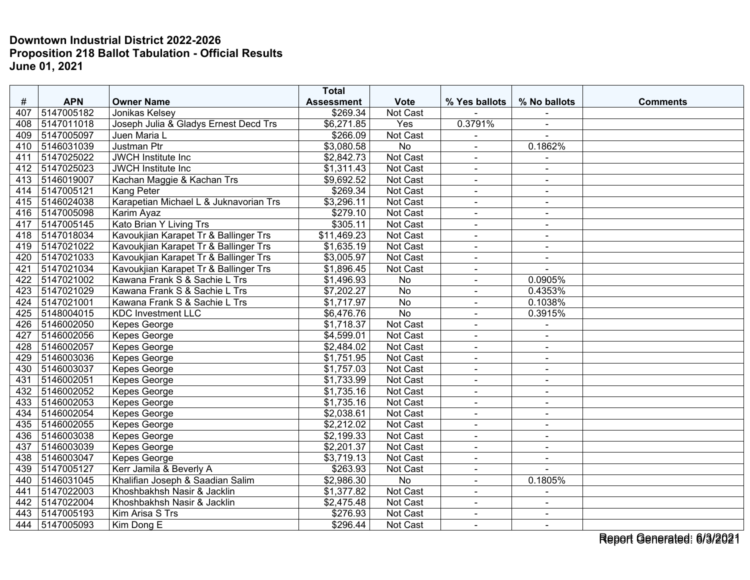**Downtown Industrial District 2022-2026**
**Proposition 218 Ballot Tabulation - Official Results**
**June 01, 2021**

| # | APN | Owner Name | Total Assessment | Vote | % Yes ballots | % No ballots | Comments |
|---|---|---|---|---|---|---|---|
| 407 | 5147005182 | Jonikas Kelsey | $269.34 | Not Cast | - | - | |
| 408 | 5147011018 | Joseph Julia & Gladys Ernest Decd Trs | $6,271.85 | Yes | 0.3791% | - | |
| 409 | 5147005097 | Juen Maria L | $266.09 | Not Cast | - | - | |
| 410 | 5146031039 | Justman Ptr | $3,080.58 | No | - | 0.1862% | |
| 411 | 5147025022 | JWCH Institute Inc | $2,842.73 | Not Cast | - | - | |
| 412 | 5147025023 | JWCH Institute Inc | $1,311.43 | Not Cast | - | - | |
| 413 | 5146019007 | Kachan Maggie & Kachan Trs | $9,692.52 | Not Cast | - | - | |
| 414 | 5147005121 | Kang Peter | $269.34 | Not Cast | - | - | |
| 415 | 5146024038 | Karapetian Michael L & Juknavorian Trs | $3,296.11 | Not Cast | - | - | |
| 416 | 5147005098 | Karim Ayaz | $279.10 | Not Cast | - | - | |
| 417 | 5147005145 | Kato Brian Y Living Trs | $305.11 | Not Cast | - | - | |
| 418 | 5147018034 | Kavoukjian Karapet Tr & Ballinger Trs | $11,469.23 | Not Cast | - | - | |
| 419 | 5147021022 | Kavoukjian Karapet Tr & Ballinger Trs | $1,635.19 | Not Cast | - | - | |
| 420 | 5147021033 | Kavoukjian Karapet Tr & Ballinger Trs | $3,005.97 | Not Cast | - | - | |
| 421 | 5147021034 | Kavoukjian Karapet Tr & Ballinger Trs | $1,896.45 | Not Cast | - | - | |
| 422 | 5147021002 | Kawana Frank S & Sachie L Trs | $1,496.93 | No | - | 0.0905% | |
| 423 | 5147021029 | Kawana Frank S & Sachie L Trs | $7,202.27 | No | - | 0.4353% | |
| 424 | 5147021001 | Kawana Frank S & Sachie L Trs | $1,717.97 | No | - | 0.1038% | |
| 425 | 5148004015 | KDC Investment LLC | $6,476.76 | No | - | 0.3915% | |
| 426 | 5146002050 | Kepes George | $1,718.37 | Not Cast | - | - | |
| 427 | 5146002056 | Kepes George | $4,599.01 | Not Cast | - | - | |
| 428 | 5146002057 | Kepes George | $2,484.02 | Not Cast | - | - | |
| 429 | 5146003036 | Kepes George | $1,751.95 | Not Cast | - | - | |
| 430 | 5146003037 | Kepes George | $1,757.03 | Not Cast | - | - | |
| 431 | 5146002051 | Kepes George | $1,733.99 | Not Cast | - | - | |
| 432 | 5146002052 | Kepes George | $1,735.16 | Not Cast | - | - | |
| 433 | 5146002053 | Kepes George | $1,735.16 | Not Cast | - | - | |
| 434 | 5146002054 | Kepes George | $2,038.61 | Not Cast | - | - | |
| 435 | 5146002055 | Kepes George | $2,212.02 | Not Cast | - | - | |
| 436 | 5146003038 | Kepes George | $2,199.33 | Not Cast | - | - | |
| 437 | 5146003039 | Kepes George | $2,201.37 | Not Cast | - | - | |
| 438 | 5146003047 | Kepes George | $3,719.13 | Not Cast | - | - | |
| 439 | 5147005127 | Kerr Jamila & Beverly A | $263.93 | Not Cast | - | - | |
| 440 | 5146031045 | Khalifian Joseph & Saadian Salim | $2,986.30 | No | - | 0.1805% | |
| 441 | 5147022003 | Khoshbakhsh Nasir & Jacklin | $1,377.82 | Not Cast | - | - | |
| 442 | 5147022004 | Khoshbakhsh Nasir & Jacklin | $2,475.48 | Not Cast | - | - | |
| 443 | 5147005193 | Kim Arisa S Trs | $276.93 | Not Cast | - | - | |
| 444 | 5147005093 | Kim Dong E | $296.44 | Not Cast | - | - | |

Report Generated: 6/3/2021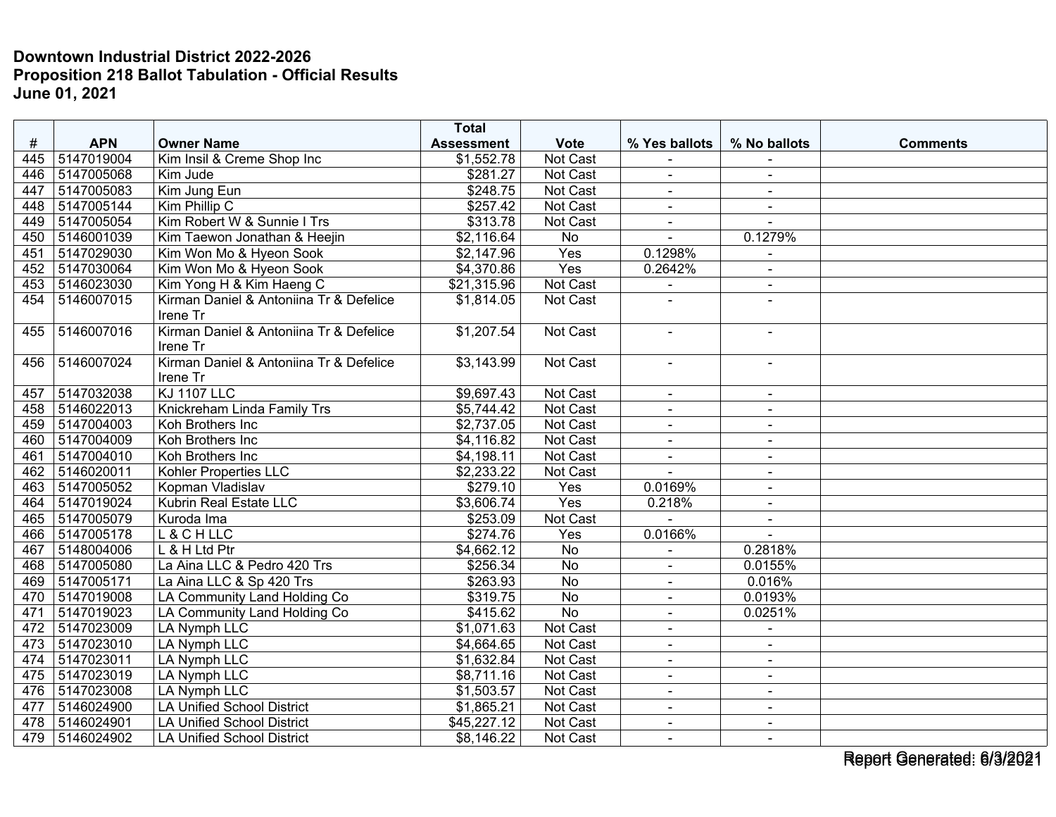**Downtown Industrial District 2022-2026**
**Proposition 218 Ballot Tabulation - Official Results**
**June 01, 2021**

| # | APN | Owner Name | Total Assessment | Vote | % Yes ballots | % No ballots | Comments |
|---|---|---|---|---|---|---|---|
| 445 | 5147019004 | Kim Insil & Creme Shop Inc | $1,552.78 | Not Cast | - | - | |
| 446 | 5147005068 | Kim Jude | $281.27 | Not Cast | - | - | |
| 447 | 5147005083 | Kim Jung Eun | $248.75 | Not Cast | - | - | |
| 448 | 5147005144 | Kim Phillip C | $257.42 | Not Cast | - | - | |
| 449 | 5147005054 | Kim Robert W & Sunnie I Trs | $313.78 | Not Cast | - | - | |
| 450 | 5146001039 | Kim Taewon Jonathan & Heejin | $2,116.64 | No | - | 0.1279% | |
| 451 | 5147029030 | Kim Won Mo & Hyeon Sook | $2,147.96 | Yes | 0.1298% | - | |
| 452 | 5147030064 | Kim Won Mo & Hyeon Sook | $4,370.86 | Yes | 0.2642% | - | |
| 453 | 5146023030 | Kim Yong H & Kim Haeng C | $21,315.96 | Not Cast | - | - | |
| 454 | 5146007015 | Kirman Daniel & Antoniina Tr & Defelice Irene Tr | $1,814.05 | Not Cast | - | - | |
| 455 | 5146007016 | Kirman Daniel & Antoniina Tr & Defelice Irene Tr | $1,207.54 | Not Cast | - | - | |
| 456 | 5146007024 | Kirman Daniel & Antoniina Tr & Defelice Irene Tr | $3,143.99 | Not Cast | - | - | |
| 457 | 5147032038 | KJ 1107 LLC | $9,697.43 | Not Cast | - | - | |
| 458 | 5146022013 | Knickreham Linda Family Trs | $5,744.42 | Not Cast | - | - | |
| 459 | 5147004003 | Koh Brothers Inc | $2,737.05 | Not Cast | - | - | |
| 460 | 5147004009 | Koh Brothers Inc | $4,116.82 | Not Cast | - | - | |
| 461 | 5147004010 | Koh Brothers Inc | $4,198.11 | Not Cast | - | - | |
| 462 | 5146020011 | Kohler Properties LLC | $2,233.22 | Not Cast | - | - | |
| 463 | 5147005052 | Kopman Vladislav | $279.10 | Yes | 0.0169% | - | |
| 464 | 5147019024 | Kubrin Real Estate LLC | $3,606.74 | Yes | 0.218% | - | |
| 465 | 5147005079 | Kuroda Ima | $253.09 | Not Cast | - | - | |
| 466 | 5147005178 | L & C H LLC | $274.76 | Yes | 0.0166% | - | |
| 467 | 5148004006 | L & H Ltd Ptr | $4,662.12 | No | - | 0.2818% | |
| 468 | 5147005080 | La Aina LLC & Pedro 420 Trs | $256.34 | No | - | 0.0155% | |
| 469 | 5147005171 | La Aina LLC & Sp 420 Trs | $263.93 | No | - | 0.016% | |
| 470 | 5147019008 | LA Community Land Holding Co | $319.75 | No | - | 0.0193% | |
| 471 | 5147019023 | LA Community Land Holding Co | $415.62 | No | - | 0.0251% | |
| 472 | 5147023009 | LA Nymph LLC | $1,071.63 | Not Cast | - | - | |
| 473 | 5147023010 | LA Nymph LLC | $4,664.65 | Not Cast | - | - | |
| 474 | 5147023011 | LA Nymph LLC | $1,632.84 | Not Cast | - | - | |
| 475 | 5147023019 | LA Nymph LLC | $8,711.16 | Not Cast | - | - | |
| 476 | 5147023008 | LA Nymph LLC | $1,503.57 | Not Cast | - | - | |
| 477 | 5146024900 | LA Unified School District | $1,865.21 | Not Cast | - | - | |
| 478 | 5146024901 | LA Unified School District | $45,227.12 | Not Cast | - | - | |
| 479 | 5146024902 | LA Unified School District | $8,146.22 | Not Cast | - | - | |

Report Generated: 6/3/2021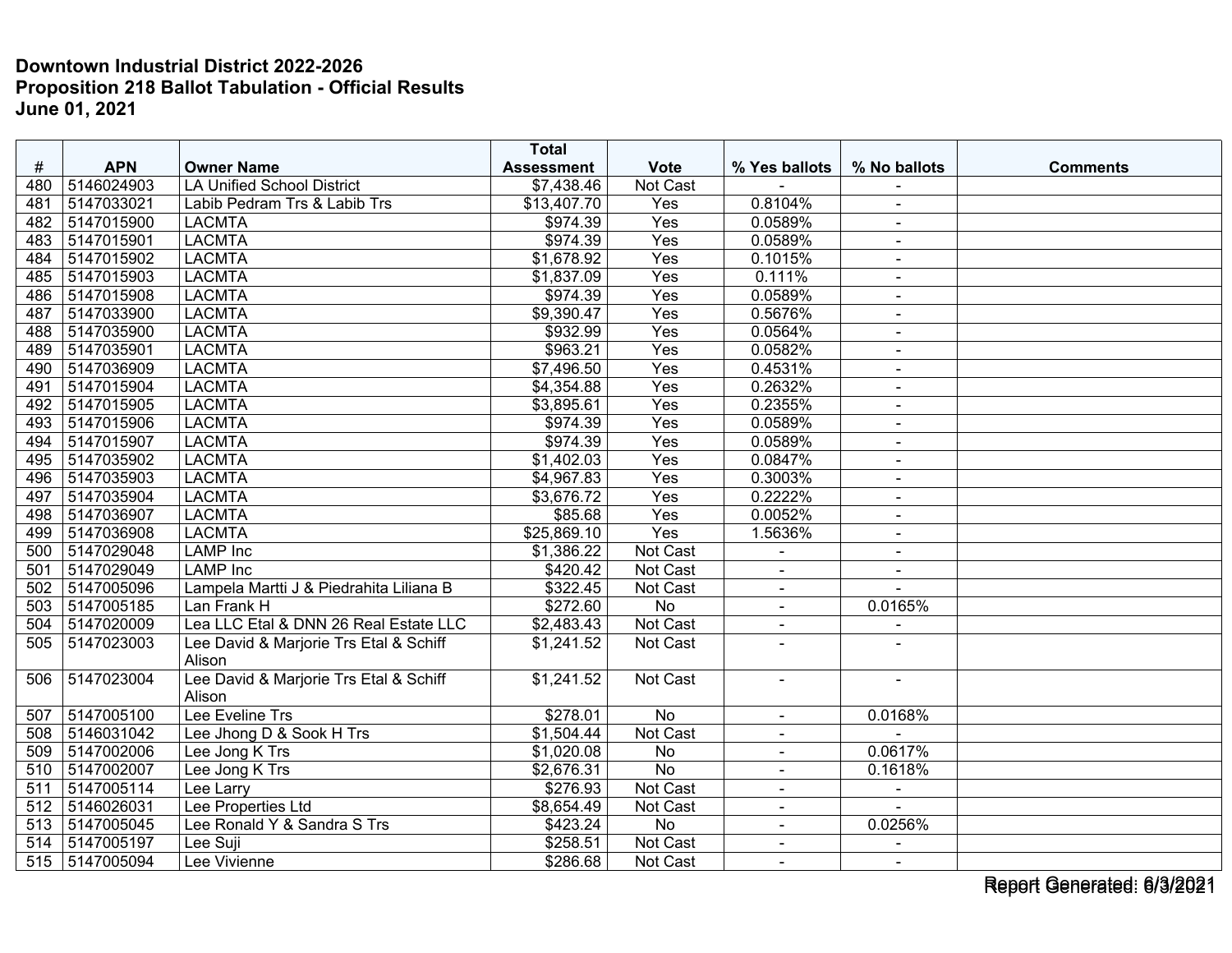**Downtown Industrial District 2022-2026**
**Proposition 218 Ballot Tabulation - Official Results**
**June 01, 2021**

| # | APN | Owner Name | Total Assessment | Vote | % Yes ballots | % No ballots | Comments |
|---|---|---|---|---|---|---|---|
| 480 | 5146024903 | LA Unified School District | $7,438.46 | Not Cast | - | - | |
| 481 | 5147033021 | Labib Pedram Trs & Labib Trs | $13,407.70 | Yes | 0.8104% | - | |
| 482 | 5147015900 | LACMTA | $974.39 | Yes | 0.0589% | - | |
| 483 | 5147015901 | LACMTA | $974.39 | Yes | 0.0589% | - | |
| 484 | 5147015902 | LACMTA | $1,678.92 | Yes | 0.1015% | - | |
| 485 | 5147015903 | LACMTA | $1,837.09 | Yes | 0.111% | - | |
| 486 | 5147015908 | LACMTA | $974.39 | Yes | 0.0589% | - | |
| 487 | 5147033900 | LACMTA | $9,390.47 | Yes | 0.5676% | - | |
| 488 | 5147035900 | LACMTA | $932.99 | Yes | 0.0564% | - | |
| 489 | 5147035901 | LACMTA | $963.21 | Yes | 0.0582% | - | |
| 490 | 5147036909 | LACMTA | $7,496.50 | Yes | 0.4531% | - | |
| 491 | 5147015904 | LACMTA | $4,354.88 | Yes | 0.2632% | - | |
| 492 | 5147015905 | LACMTA | $3,895.61 | Yes | 0.2355% | - | |
| 493 | 5147015906 | LACMTA | $974.39 | Yes | 0.0589% | - | |
| 494 | 5147015907 | LACMTA | $974.39 | Yes | 0.0589% | - | |
| 495 | 5147035902 | LACMTA | $1,402.03 | Yes | 0.0847% | - | |
| 496 | 5147035903 | LACMTA | $4,967.83 | Yes | 0.3003% | - | |
| 497 | 5147035904 | LACMTA | $3,676.72 | Yes | 0.2222% | - | |
| 498 | 5147036907 | LACMTA | $85.68 | Yes | 0.0052% | - | |
| 499 | 5147036908 | LACMTA | $25,869.10 | Yes | 1.5636% | - | |
| 500 | 5147029048 | LAMP Inc | $1,386.22 | Not Cast | - | - | |
| 501 | 5147029049 | LAMP Inc | $420.42 | Not Cast | - | - | |
| 502 | 5147005096 | Lampela Martti J & Piedrahita Liliana B | $322.45 | Not Cast | - | - | |
| 503 | 5147005185 | Lan Frank H | $272.60 | No | - | 0.0165% | |
| 504 | 5147020009 | Lea LLC Etal & DNN 26 Real Estate LLC | $2,483.43 | Not Cast | - | - | |
| 505 | 5147023003 | Lee David & Marjorie Trs Etal & Schiff Alison | $1,241.52 | Not Cast | - | - | |
| 506 | 5147023004 | Lee David & Marjorie Trs Etal & Schiff Alison | $1,241.52 | Not Cast | - | - | |
| 507 | 5147005100 | Lee Eveline Trs | $278.01 | No | - | 0.0168% | |
| 508 | 5146031042 | Lee Jhong D & Sook H Trs | $1,504.44 | Not Cast | - | - | |
| 509 | 5147002006 | Lee Jong K Trs | $1,020.08 | No | - | 0.0617% | |
| 510 | 5147002007 | Lee Jong K Trs | $2,676.31 | No | - | 0.1618% | |
| 511 | 5147005114 | Lee Larry | $276.93 | Not Cast | - | - | |
| 512 | 5146026031 | Lee Properties Ltd | $8,654.49 | Not Cast | - | - | |
| 513 | 5147005045 | Lee Ronald Y & Sandra S Trs | $423.24 | No | - | 0.0256% | |
| 514 | 5147005197 | Lee Suji | $258.51 | Not Cast | - | - | |
| 515 | 5147005094 | Lee Vivienne | $286.68 | Not Cast | - | - | |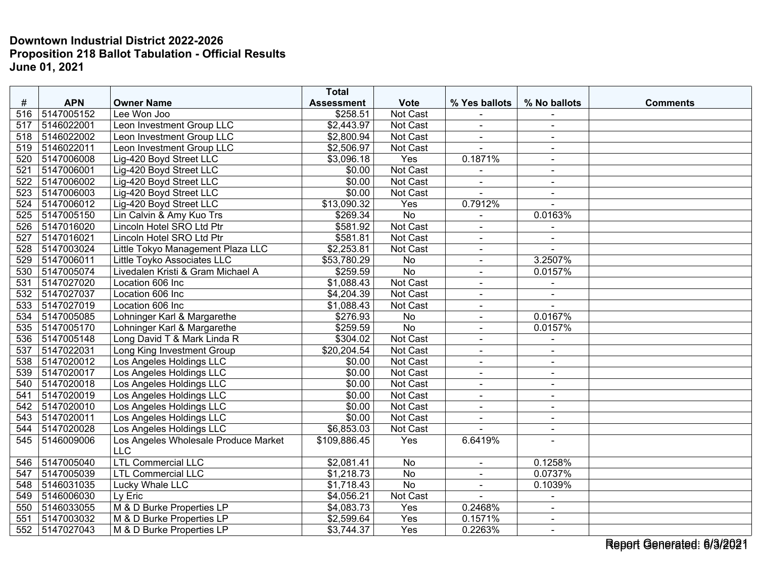**Downtown Industrial District 2022-2026**
**Proposition 218 Ballot Tabulation - Official Results**
**June 01, 2021**

| # | APN | Owner Name | Total Assessment | Vote | % Yes ballots | % No ballots | Comments |
|---|---|---|---|---|---|---|---|
| 516 | 5147005152 | Lee Won Joo | $258.51 | Not Cast | - | - | |
| 517 | 5146022001 | Leon Investment Group LLC | $2,443.97 | Not Cast | - | - | |
| 518 | 5146022002 | Leon Investment Group LLC | $2,800.94 | Not Cast | - | - | |
| 519 | 5146022011 | Leon Investment Group LLC | $2,506.97 | Not Cast | - | - | |
| 520 | 5147006008 | Lig-420 Boyd Street LLC | $3,096.18 | Yes | 0.1871% | - | |
| 521 | 5147006001 | Lig-420 Boyd Street LLC | $0.00 | Not Cast | - | - | |
| 522 | 5147006002 | Lig-420 Boyd Street LLC | $0.00 | Not Cast | - | - | |
| 523 | 5147006003 | Lig-420 Boyd Street LLC | $0.00 | Not Cast | - | - | |
| 524 | 5147006012 | Lig-420 Boyd Street LLC | $13,090.32 | Yes | 0.7912% | - | |
| 525 | 5147005150 | Lin Calvin & Amy Kuo Trs | $269.34 | No | - | 0.0163% | |
| 526 | 5147016020 | Lincoln Hotel SRO Ltd Ptr | $581.92 | Not Cast | - | - | |
| 527 | 5147016021 | Lincoln Hotel SRO Ltd Ptr | $581.81 | Not Cast | - | - | |
| 528 | 5147003024 | Little Tokyo Management Plaza LLC | $2,253.81 | Not Cast | - | - | |
| 529 | 5147006011 | Little Toyko Associates LLC | $53,780.29 | No | - | 3.2507% | |
| 530 | 5147005074 | Livedalen Kristi & Gram Michael A | $259.59 | No | - | 0.0157% | |
| 531 | 5147027020 | Location 606 Inc | $1,088.43 | Not Cast | - | - | |
| 532 | 5147027037 | Location 606 Inc | $4,204.39 | Not Cast | - | - | |
| 533 | 5147027019 | Location 606 Inc | $1,088.43 | Not Cast | - | - | |
| 534 | 5147005085 | Lohninger Karl & Margarethe | $276.93 | No | - | 0.0167% | |
| 535 | 5147005170 | Lohninger Karl & Margarethe | $259.59 | No | - | 0.0157% | |
| 536 | 5147005148 | Long David T & Mark Linda R | $304.02 | Not Cast | - | - | |
| 537 | 5147022031 | Long King Investment Group | $20,204.54 | Not Cast | - | - | |
| 538 | 5147020012 | Los Angeles Holdings LLC | $0.00 | Not Cast | - | - | |
| 539 | 5147020017 | Los Angeles Holdings LLC | $0.00 | Not Cast | - | - | |
| 540 | 5147020018 | Los Angeles Holdings LLC | $0.00 | Not Cast | - | - | |
| 541 | 5147020019 | Los Angeles Holdings LLC | $0.00 | Not Cast | - | - | |
| 542 | 5147020010 | Los Angeles Holdings LLC | $0.00 | Not Cast | - | - | |
| 543 | 5147020011 | Los Angeles Holdings LLC | $0.00 | Not Cast | - | - | |
| 544 | 5147020028 | Los Angeles Holdings LLC | $6,853.03 | Not Cast | - | - | |
| 545 | 5146009006 | Los Angeles Wholesale Produce Market LLC | $109,886.45 | Yes | 6.6419% | - | |
| 546 | 5147005040 | LTL Commercial LLC | $2,081.41 | No | - | 0.1258% | |
| 547 | 5147005039 | LTL Commercial LLC | $1,218.73 | No | - | 0.0737% | |
| 548 | 5146031035 | Lucky Whale LLC | $1,718.43 | No | - | 0.1039% | |
| 549 | 5146006030 | Ly Eric | $4,056.21 | Not Cast | - | - | |
| 550 | 5146033055 | M & D Burke Properties LP | $4,083.73 | Yes | 0.2468% | - | |
| 551 | 5147003032 | M & D Burke Properties LP | $2,599.64 | Yes | 0.1571% | - | |
| 552 | 5147027043 | M & D Burke Properties LP | $3,744.37 | Yes | 0.2263% | - | |

Report Generated: 6/3/2021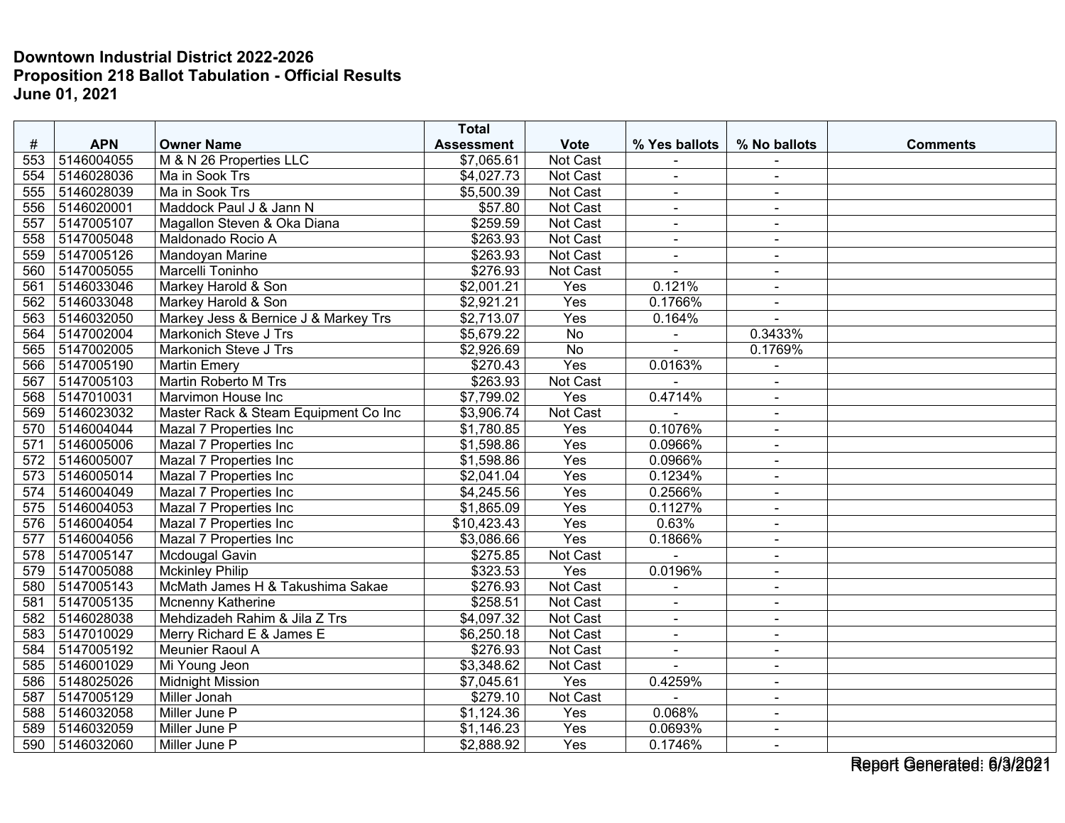# Downtown Industrial District 2022-2026
# Proposition 218 Ballot Tabulation - Official Results
# June 01, 2021

| # | APN | Owner Name | Total Assessment | Vote | % Yes ballots | % No ballots | Comments |
|---|---|---|---|---|---|---|---|
| 553 | 5146004055 | M & N 26 Properties LLC | $7,065.61 | Not Cast | - | - | |
| 554 | 5146028036 | Ma in Sook Trs | $4,027.73 | Not Cast | - | - | |
| 555 | 5146028039 | Ma in Sook Trs | $5,500.39 | Not Cast | - | - | |
| 556 | 5146020001 | Maddock Paul J & Jann N | $57.80 | Not Cast | - | - | |
| 557 | 5147005107 | Magallon Steven & Oka Diana | $259.59 | Not Cast | - | - | |
| 558 | 5147005048 | Maldonado Rocio A | $263.93 | Not Cast | - | - | |
| 559 | 5147005126 | Mandoyan Marine | $263.93 | Not Cast | - | - | |
| 560 | 5147005055 | Marcelli Toninho | $276.93 | Not Cast | - | - | |
| 561 | 5146033046 | Markey Harold & Son | $2,001.21 | Yes | 0.121% | - | |
| 562 | 5146033048 | Markey Harold & Son | $2,921.21 | Yes | 0.1766% | - | |
| 563 | 5146032050 | Markey Jess & Bernice J & Markey Trs | $2,713.07 | Yes | 0.164% | - | |
| 564 | 5147002004 | Markonich Steve J Trs | $5,679.22 | No | - | 0.3433% | |
| 565 | 5147002005 | Markonich Steve J Trs | $2,926.69 | No | - | 0.1769% | |
| 566 | 5147005190 | Martin Emery | $270.43 | Yes | 0.0163% | - | |
| 567 | 5147005103 | Martin Roberto M Trs | $263.93 | Not Cast | - | - | |
| 568 | 5147010031 | Marvimon House Inc | $7,799.02 | Yes | 0.4714% | - | |
| 569 | 5146023032 | Master Rack & Steam Equipment Co Inc | $3,906.74 | Not Cast | - | - | |
| 570 | 5146004044 | Mazal 7 Properties Inc | $1,780.85 | Yes | 0.1076% | - | |
| 571 | 5146005006 | Mazal 7 Properties Inc | $1,598.86 | Yes | 0.0966% | - | |
| 572 | 5146005007 | Mazal 7 Properties Inc | $1,598.86 | Yes | 0.0966% | - | |
| 573 | 5146005014 | Mazal 7 Properties Inc | $2,041.04 | Yes | 0.1234% | - | |
| 574 | 5146004049 | Mazal 7 Properties Inc | $4,245.56 | Yes | 0.2566% | - | |
| 575 | 5146004053 | Mazal 7 Properties Inc | $1,865.09 | Yes | 0.1127% | - | |
| 576 | 5146004054 | Mazal 7 Properties Inc | $10,423.43 | Yes | 0.63% | - | |
| 577 | 5146004056 | Mazal 7 Properties Inc | $3,086.66 | Yes | 0.1866% | - | |
| 578 | 5147005147 | Mcdougal Gavin | $275.85 | Not Cast | - | - | |
| 579 | 5147005088 | Mckinley Philip | $323.53 | Yes | 0.0196% | - | |
| 580 | 5147005143 | McMath James H & Takushima Sakae | $276.93 | Not Cast | - | - | |
| 581 | 5147005135 | Mcnenny Katherine | $258.51 | Not Cast | - | - | |
| 582 | 5146028038 | Mehdizadeh Rahim & Jila Z Trs | $4,097.32 | Not Cast | - | - | |
| 583 | 5147010029 | Merry Richard E & James E | $6,250.18 | Not Cast | - | - | |
| 584 | 5147005192 | Meunier Raoul A | $276.93 | Not Cast | - | - | |
| 585 | 5146001029 | Mi Young Jeon | $3,348.62 | Not Cast | - | - | |
| 586 | 5148025026 | Midnight Mission | $7,045.61 | Yes | 0.4259% | - | |
| 587 | 5147005129 | Miller Jonah | $279.10 | Not Cast | - | - | |
| 588 | 5146032058 | Miller June P | $1,124.36 | Yes | 0.068% | - | |
| 589 | 5146032059 | Miller June P | $1,146.23 | Yes | 0.0693% | - | |
| 590 | 5146032060 | Miller June P | $2,888.92 | Yes | 0.1746% | - | |

Report Generated: 6/3/2021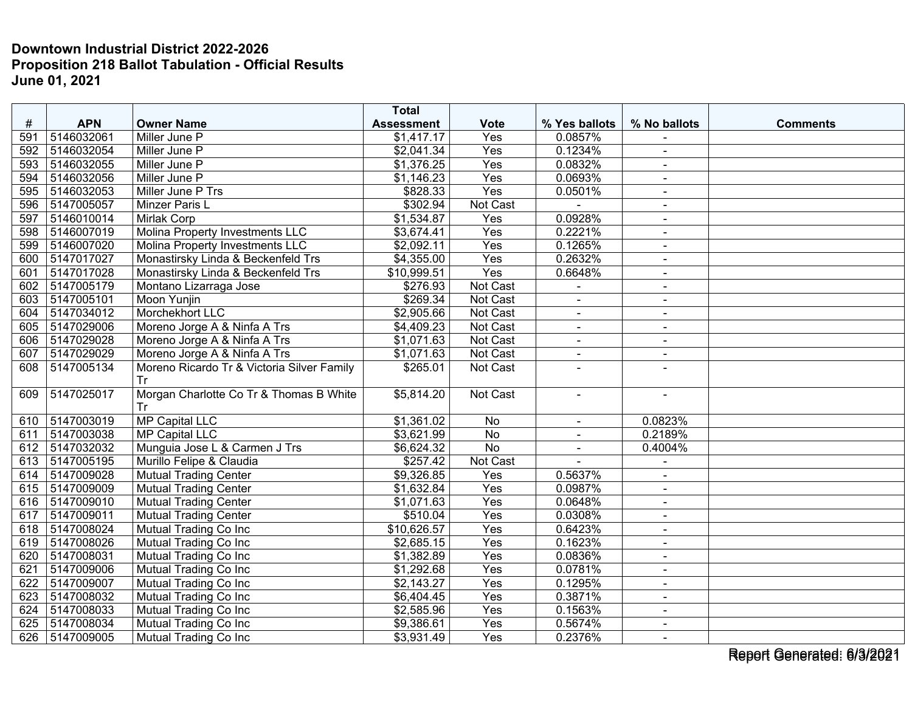**Downtown Industrial District 2022-2026**
**Proposition 218 Ballot Tabulation - Official Results**
**June 01, 2021**

| # | APN | Owner Name | Total Assessment | Vote | % Yes ballots | % No ballots | Comments |
|---|---|---|---|---|---|---|---|
| 591 | 5146032061 | Miller June P | $1,417.17 | Yes | 0.0857% | - | |
| 592 | 5146032054 | Miller June P | $2,041.34 | Yes | 0.1234% | - | |
| 593 | 5146032055 | Miller June P | $1,376.25 | Yes | 0.0832% | - | |
| 594 | 5146032056 | Miller June P | $1,146.23 | Yes | 0.0693% | - | |
| 595 | 5146032053 | Miller June P Trs | $828.33 | Yes | 0.0501% | - | |
| 596 | 5147005057 | Minzer Paris L | $302.94 | Not Cast | - | - | |
| 597 | 5146010014 | Mirlak Corp | $1,534.87 | Yes | 0.0928% | - | |
| 598 | 5146007019 | Molina Property Investments LLC | $3,674.41 | Yes | 0.2221% | - | |
| 599 | 5146007020 | Molina Property Investments LLC | $2,092.11 | Yes | 0.1265% | - | |
| 600 | 5147017027 | Monastirsky Linda & Beckenfeld Trs | $4,355.00 | Yes | 0.2632% | - | |
| 601 | 5147017028 | Monastirsky Linda & Beckenfeld Trs | $10,999.51 | Yes | 0.6648% | - | |
| 602 | 5147005179 | Montano Lizarraga Jose | $276.93 | Not Cast | - | - | |
| 603 | 5147005101 | Moon Yunjin | $269.34 | Not Cast | - | - | |
| 604 | 5147034012 | Morchekhort LLC | $2,905.66 | Not Cast | - | - | |
| 605 | 5147029006 | Moreno Jorge A & Ninfa A Trs | $4,409.23 | Not Cast | - | - | |
| 606 | 5147029028 | Moreno Jorge A & Ninfa A Trs | $1,071.63 | Not Cast | - | - | |
| 607 | 5147029029 | Moreno Jorge A & Ninfa A Trs | $1,071.63 | Not Cast | - | - | |
| 608 | 5147005134 | Moreno Ricardo Tr & Victoria Silver Family Tr | $265.01 | Not Cast | - | - | |
| 609 | 5147025017 | Morgan Charlotte Co Tr & Thomas B White Tr | $5,814.20 | Not Cast | - | - | |
| 610 | 5147003019 | MP Capital LLC | $1,361.02 | No | - | 0.0823% | |
| 611 | 5147003038 | MP Capital LLC | $3,621.99 | No | - | 0.2189% | |
| 612 | 5147032032 | Munguia Jose L & Carmen J Trs | $6,624.32 | No | - | 0.4004% | |
| 613 | 5147005195 | Murillo Felipe & Claudia | $257.42 | Not Cast | - | - | |
| 614 | 5147009028 | Mutual Trading Center | $9,326.85 | Yes | 0.5637% | - | |
| 615 | 5147009009 | Mutual Trading Center | $1,632.84 | Yes | 0.0987% | - | |
| 616 | 5147009010 | Mutual Trading Center | $1,071.63 | Yes | 0.0648% | - | |
| 617 | 5147009011 | Mutual Trading Center | $510.04 | Yes | 0.0308% | - | |
| 618 | 5147008024 | Mutual Trading Co Inc | $10,626.57 | Yes | 0.6423% | - | |
| 619 | 5147008026 | Mutual Trading Co Inc | $2,685.15 | Yes | 0.1623% | - | |
| 620 | 5147008031 | Mutual Trading Co Inc | $1,382.89 | Yes | 0.0836% | - | |
| 621 | 5147009006 | Mutual Trading Co Inc | $1,292.68 | Yes | 0.0781% | - | |
| 622 | 5147009007 | Mutual Trading Co Inc | $2,143.27 | Yes | 0.1295% | - | |
| 623 | 5147008032 | Mutual Trading Co Inc | $6,404.45 | Yes | 0.3871% | - | |
| 624 | 5147008033 | Mutual Trading Co Inc | $2,585.96 | Yes | 0.1563% | - | |
| 625 | 5147008034 | Mutual Trading Co Inc | $9,386.61 | Yes | 0.5674% | - | |
| 626 | 5147009005 | Mutual Trading Co Inc | $3,931.49 | Yes | 0.2376% | - | |

Report Generated: 6/3/2021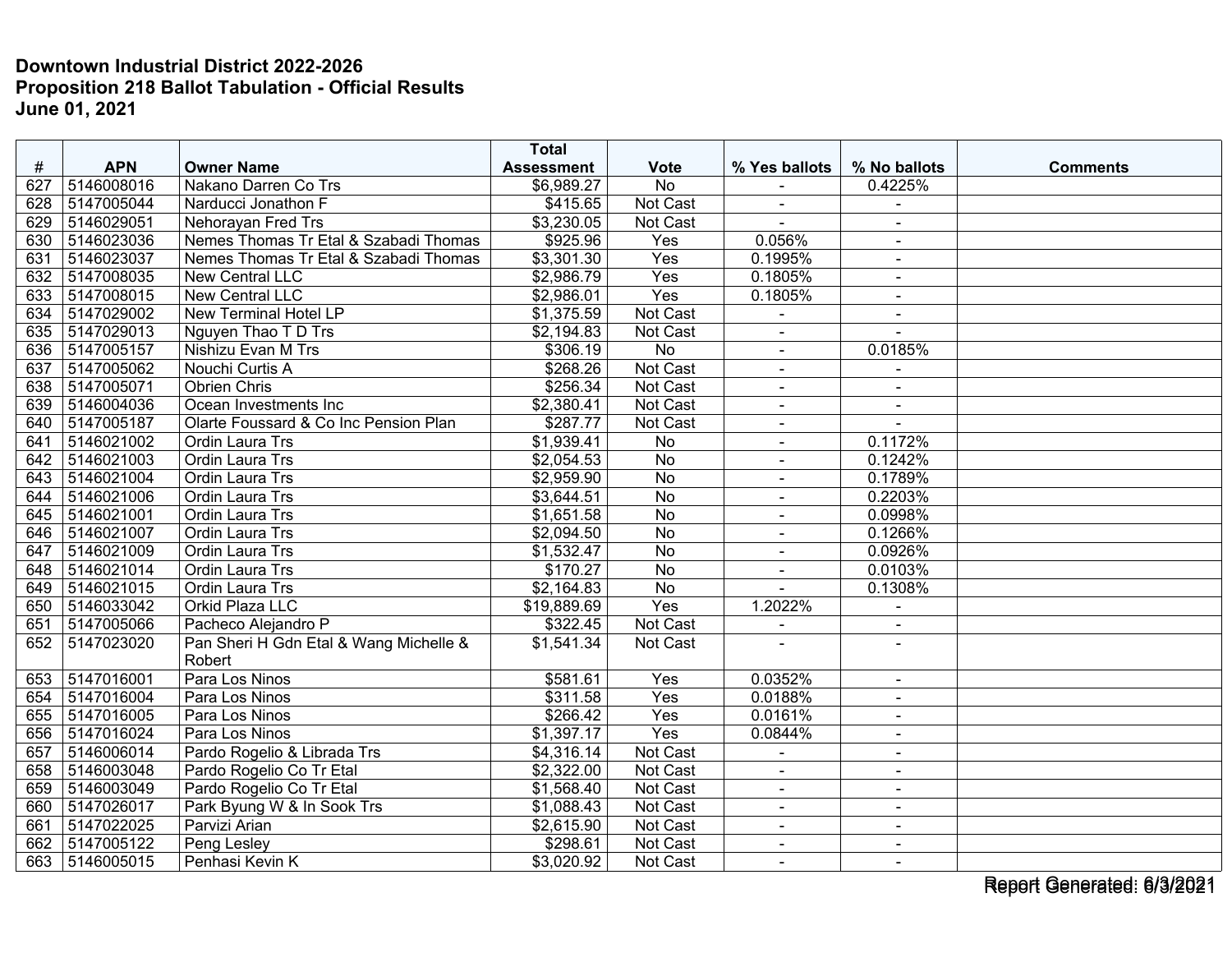**Downtown Industrial District 2022-2026**
**Proposition 218 Ballot Tabulation - Official Results**
**June 01, 2021**

| # | APN | Owner Name | Total Assessment | Vote | % Yes ballots | % No ballots | Comments |
|---|---|---|---|---|---|---|---|
| 627 | 5146008016 | Nakano Darren Co Trs | $6,989.27 | No | - | 0.4225% | |
| 628 | 5147005044 | Narducci Jonathon F | $415.65 | Not Cast | - | - | |
| 629 | 5146029051 | Nehorayan Fred Trs | $3,230.05 | Not Cast | - | - | |
| 630 | 5146023036 | Nemes Thomas Tr Etal & Szabadi Thomas | $925.96 | Yes | 0.056% | - | |
| 631 | 5146023037 | Nemes Thomas Tr Etal & Szabadi Thomas | $3,301.30 | Yes | 0.1995% | - | |
| 632 | 5147008035 | New Central LLC | $2,986.79 | Yes | 0.1805% | - | |
| 633 | 5147008015 | New Central LLC | $2,986.01 | Yes | 0.1805% | - | |
| 634 | 5147029002 | New Terminal Hotel LP | $1,375.59 | Not Cast | - | - | |
| 635 | 5147029013 | Nguyen Thao T D Trs | $2,194.83 | Not Cast | - | - | |
| 636 | 5147005157 | Nishizu Evan M Trs | $306.19 | No | - | 0.0185% | |
| 637 | 5147005062 | Nouchi Curtis A | $268.26 | Not Cast | - | - | |
| 638 | 5147005071 | Obrien Chris | $256.34 | Not Cast | - | - | |
| 639 | 5146004036 | Ocean Investments Inc | $2,380.41 | Not Cast | - | - | |
| 640 | 5147005187 | Olarte Foussard & Co Inc Pension Plan | $287.77 | Not Cast | - | - | |
| 641 | 5146021002 | Ordin Laura Trs | $1,939.41 | No | - | 0.1172% | |
| 642 | 5146021003 | Ordin Laura Trs | $2,054.53 | No | - | 0.1242% | |
| 643 | 5146021004 | Ordin Laura Trs | $2,959.90 | No | - | 0.1789% | |
| 644 | 5146021006 | Ordin Laura Trs | $3,644.51 | No | - | 0.2203% | |
| 645 | 5146021001 | Ordin Laura Trs | $1,651.58 | No | - | 0.0998% | |
| 646 | 5146021007 | Ordin Laura Trs | $2,094.50 | No | - | 0.1266% | |
| 647 | 5146021009 | Ordin Laura Trs | $1,532.47 | No | - | 0.0926% | |
| 648 | 5146021014 | Ordin Laura Trs | $170.27 | No | - | 0.0103% | |
| 649 | 5146021015 | Ordin Laura Trs | $2,164.83 | No | - | 0.1308% | |
| 650 | 5146033042 | Orkid Plaza LLC | $19,889.69 | Yes | 1.2022% | - | |
| 651 | 5147005066 | Pacheco Alejandro P | $322.45 | Not Cast | - | - | |
| 652 | 5147023020 | Pan Sheri H Gdn Etal & Wang Michelle & Robert | $1,541.34 | Not Cast | - | - | |
| 653 | 5147016001 | Para Los Ninos | $581.61 | Yes | 0.0352% | - | |
| 654 | 5147016004 | Para Los Ninos | $311.58 | Yes | 0.0188% | - | |
| 655 | 5147016005 | Para Los Ninos | $266.42 | Yes | 0.0161% | - | |
| 656 | 5147016024 | Para Los Ninos | $1,397.17 | Yes | 0.0844% | - | |
| 657 | 5146006014 | Pardo Rogelio & Librada Trs | $4,316.14 | Not Cast | - | - | |
| 658 | 5146003048 | Pardo Rogelio Co Tr Etal | $2,322.00 | Not Cast | - | - | |
| 659 | 5146003049 | Pardo Rogelio Co Tr Etal | $1,568.40 | Not Cast | - | - | |
| 660 | 5147026017 | Park Byung W & In Sook Trs | $1,088.43 | Not Cast | - | - | |
| 661 | 5147022025 | Parvizi Arian | $2,615.90 | Not Cast | - | - | |
| 662 | 5147005122 | Peng Lesley | $298.61 | Not Cast | - | - | |
| 663 | 5146005015 | Penhasi Kevin K | $3,020.92 | Not Cast | - | - | |

Report Generated: 6/3/2021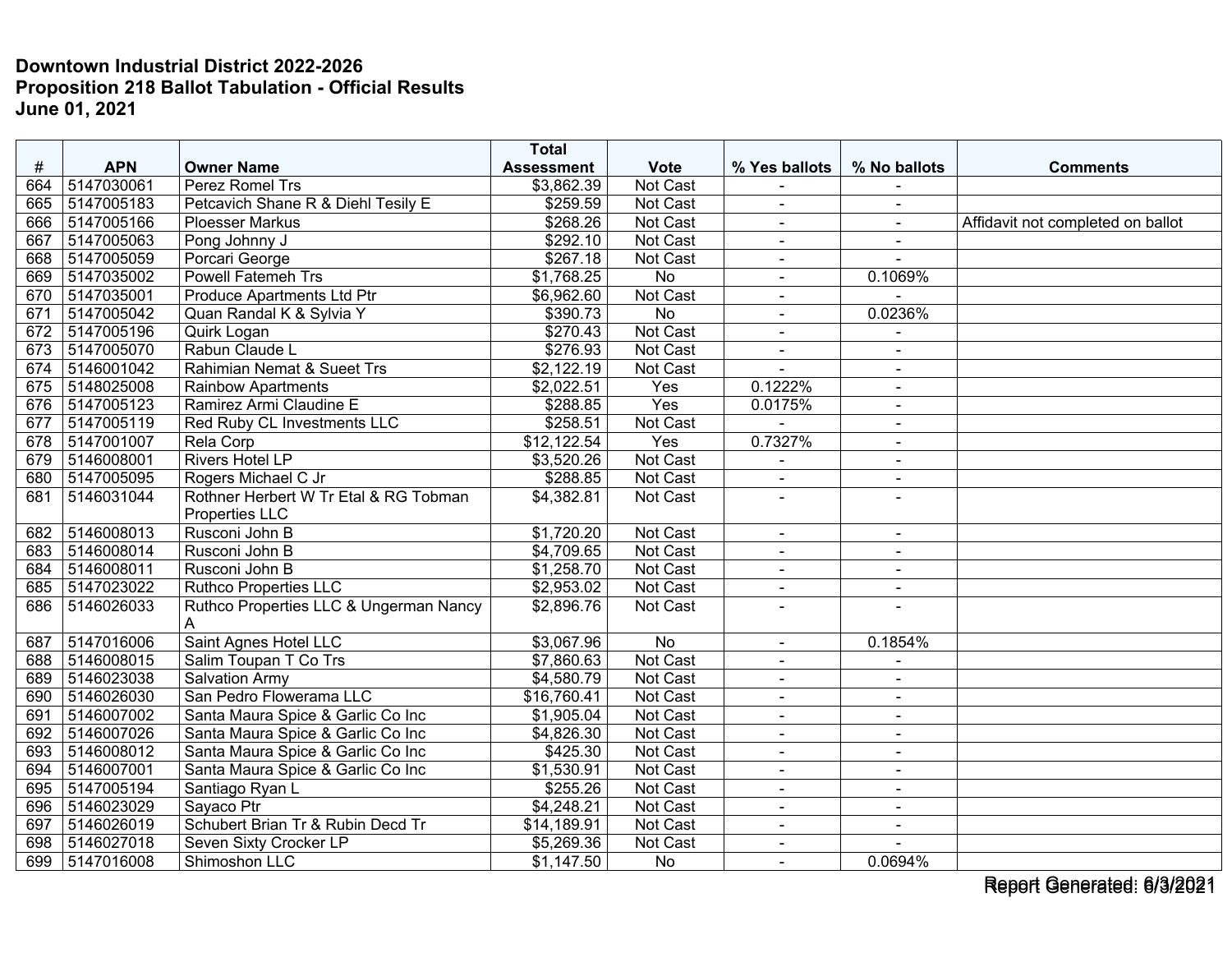**Downtown Industrial District 2022-2026**
**Proposition 218 Ballot Tabulation - Official Results**
**June 01, 2021**

| # | APN | Owner Name | Total Assessment | Vote | % Yes ballots | % No ballots | Comments |
|---|---|---|---|---|---|---|---|
| 664 | 5147030061 | Perez Romel Trs | $3,862.39 | Not Cast | - | - | |
| 665 | 5147005183 | Petcavich Shane R & Diehl Tesily E | $259.59 | Not Cast | - | - | |
| 666 | 5147005166 | Ploesser Markus | $268.26 | Not Cast | - | - | Affidavit not completed on ballot |
| 667 | 5147005063 | Pong Johnny J | $292.10 | Not Cast | - | - | |
| 668 | 5147005059 | Porcari George | $267.18 | Not Cast | - | - | |
| 669 | 5147035002 | Powell Fatemeh Trs | $1,768.25 | No | - | 0.1069% | |
| 670 | 5147035001 | Produce Apartments Ltd Ptr | $6,962.60 | Not Cast | - | - | |
| 671 | 5147005042 | Quan Randal K & Sylvia Y | $390.73 | No | - | 0.0236% | |
| 672 | 5147005196 | Quirk Logan | $270.43 | Not Cast | - | - | |
| 673 | 5147005070 | Rabun Claude L | $276.93 | Not Cast | - | - | |
| 674 | 5146001042 | Rahimian Nemat & Sueet Trs | $2,122.19 | Not Cast | - | - | |
| 675 | 5148025008 | Rainbow Apartments | $2,022.51 | Yes | 0.1222% | - | |
| 676 | 5147005123 | Ramirez Armi Claudine E | $288.85 | Yes | 0.0175% | - | |
| 677 | 5147005119 | Red Ruby CL Investments LLC | $258.51 | Not Cast | - | - | |
| 678 | 5147001007 | Rela Corp | $12,122.54 | Yes | 0.7327% | - | |
| 679 | 5146008001 | Rivers Hotel LP | $3,520.26 | Not Cast | - | - | |
| 680 | 5147005095 | Rogers Michael C Jr | $288.85 | Not Cast | - | - | |
| 681 | 5146031044 | Rothner Herbert W Tr Etal & RG Tobman Properties LLC | $4,382.81 | Not Cast | - | - | |
| 682 | 5146008013 | Rusconi John B | $1,720.20 | Not Cast | - | - | |
| 683 | 5146008014 | Rusconi John B | $4,709.65 | Not Cast | - | - | |
| 684 | 5146008011 | Rusconi John B | $1,258.70 | Not Cast | - | - | |
| 685 | 5147023022 | Ruthco Properties LLC | $2,953.02 | Not Cast | - | - | |
| 686 | 5146026033 | Ruthco Properties LLC & Ungerman Nancy A | $2,896.76 | Not Cast | - | - | |
| 687 | 5147016006 | Saint Agnes Hotel LLC | $3,067.96 | No | - | 0.1854% | |
| 688 | 5146008015 | Salim Toupan T Co Trs | $7,860.63 | Not Cast | - | - | |
| 689 | 5146023038 | Salvation Army | $4,580.79 | Not Cast | - | - | |
| 690 | 5146026030 | San Pedro Flowerama LLC | $16,760.41 | Not Cast | - | - | |
| 691 | 5146007002 | Santa Maura Spice & Garlic Co Inc | $1,905.04 | Not Cast | - | - | |
| 692 | 5146007026 | Santa Maura Spice & Garlic Co Inc | $4,826.30 | Not Cast | - | - | |
| 693 | 5146008012 | Santa Maura Spice & Garlic Co Inc | $425.30 | Not Cast | - | - | |
| 694 | 5146007001 | Santa Maura Spice & Garlic Co Inc | $1,530.91 | Not Cast | - | - | |
| 695 | 5147005194 | Santiago Ryan L | $255.26 | Not Cast | - | - | |
| 696 | 5146023029 | Sayaco Ptr | $4,248.21 | Not Cast | - | - | |
| 697 | 5146026019 | Schubert Brian Tr & Rubin Decd Tr | $14,189.91 | Not Cast | - | - | |
| 698 | 5146027018 | Seven Sixty Crocker LP | $5,269.36 | Not Cast | - | - | |
| 699 | 5147016008 | Shimoshon LLC | $1,147.50 | No | - | 0.0694% | |

Report Generated: 6/3/2021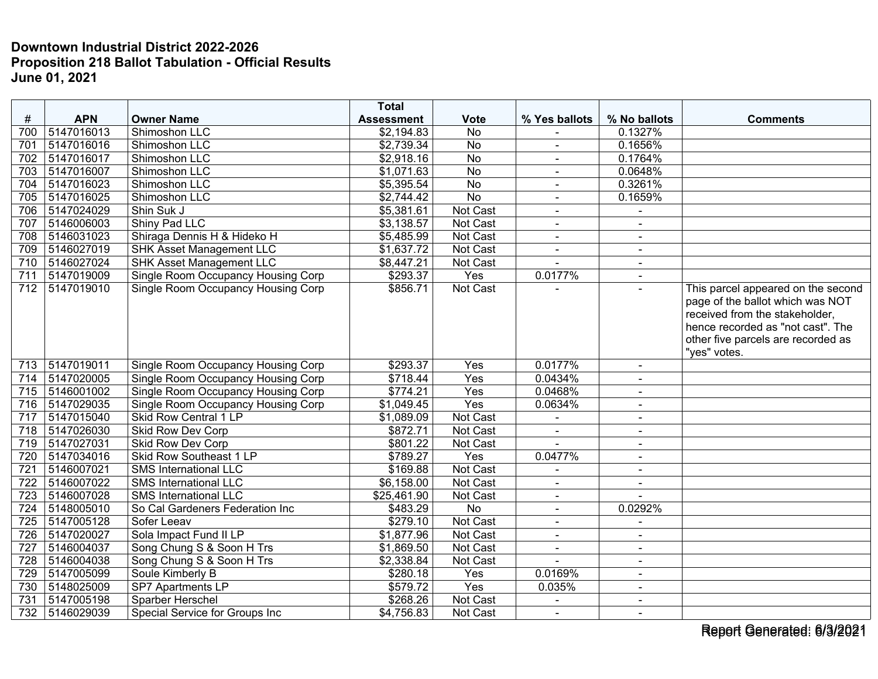**Downtown Industrial District 2022-2026**
**Proposition 218 Ballot Tabulation - Official Results**
**June 01, 2021**

| # | APN | Owner Name | Total Assessment | Vote | % Yes ballots | % No ballots | Comments |
|---|---|---|---|---|---|---|---|
| 700 | 5147016013 | Shimoshon LLC | $2,194.83 | No | - | 0.1327% | |
| 701 | 5147016016 | Shimoshon LLC | $2,739.34 | No | - | 0.1656% | |
| 702 | 5147016017 | Shimoshon LLC | $2,918.16 | No | - | 0.1764% | |
| 703 | 5147016007 | Shimoshon LLC | $1,071.63 | No | - | 0.0648% | |
| 704 | 5147016023 | Shimoshon LLC | $5,395.54 | No | - | 0.3261% | |
| 705 | 5147016025 | Shimoshon LLC | $2,744.42 | No | - | 0.1659% | |
| 706 | 5147024029 | Shin Suk J | $5,381.61 | Not Cast | - | - | |
| 707 | 5146006003 | Shiny Pad LLC | $3,138.57 | Not Cast | - | - | |
| 708 | 5146031023 | Shiraga Dennis H & Hideko H | $5,485.99 | Not Cast | - | - | |
| 709 | 5146027019 | SHK Asset Management LLC | $1,637.72 | Not Cast | - | - | |
| 710 | 5146027024 | SHK Asset Management LLC | $8,447.21 | Not Cast | - | - | |
| 711 | 5147019009 | Single Room Occupancy Housing Corp | $293.37 | Yes | 0.0177% | - | |
| 712 | 5147019010 | Single Room Occupancy Housing Corp | $856.71 | Not Cast | - | - | This parcel appeared on the second page of the ballot which was NOT received from the stakeholder, hence recorded as "not cast". The other five parcels are recorded as "yes" votes. |
| 713 | 5147019011 | Single Room Occupancy Housing Corp | $293.37 | Yes | 0.0177% | - | |
| 714 | 5147020005 | Single Room Occupancy Housing Corp | $718.44 | Yes | 0.0434% | - | |
| 715 | 5146001002 | Single Room Occupancy Housing Corp | $774.21 | Yes | 0.0468% | - | |
| 716 | 5147029035 | Single Room Occupancy Housing Corp | $1,049.45 | Yes | 0.0634% | - | |
| 717 | 5147015040 | Skid Row Central 1 LP | $1,089.09 | Not Cast | - | - | |
| 718 | 5147026030 | Skid Row Dev Corp | $872.71 | Not Cast | - | - | |
| 719 | 5147027031 | Skid Row Dev Corp | $801.22 | Not Cast | - | - | |
| 720 | 5147034016 | Skid Row Southeast 1 LP | $789.27 | Yes | 0.0477% | - | |
| 721 | 5146007021 | SMS International LLC | $169.88 | Not Cast | - | - | |
| 722 | 5146007022 | SMS International LLC | $6,158.00 | Not Cast | - | - | |
| 723 | 5146007028 | SMS International LLC | $25,461.90 | Not Cast | - | - | |
| 724 | 5148005010 | So Cal Gardeners Federation Inc | $483.29 | No | - | 0.0292% | |
| 725 | 5147005128 | Sofer Leeav | $279.10 | Not Cast | - | - | |
| 726 | 5147020027 | Sola Impact Fund II LP | $1,877.96 | Not Cast | - | - | |
| 727 | 5146004037 | Song Chung S & Soon H Trs | $1,869.50 | Not Cast | - | - | |
| 728 | 5146004038 | Song Chung S & Soon H Trs | $2,338.84 | Not Cast | - | - | |
| 729 | 5147005099 | Soule Kimberly B | $280.18 | Yes | 0.0169% | - | |
| 730 | 5148025009 | SP7 Apartments LP | $579.72 | Yes | 0.035% | - | |
| 731 | 5147005198 | Sparber Herschel | $268.26 | Not Cast | - | - | |
| 732 | 5146029039 | Special Service for Groups Inc | $4,756.83 | Not Cast | - | - | |

Report Generated: 6/3/2021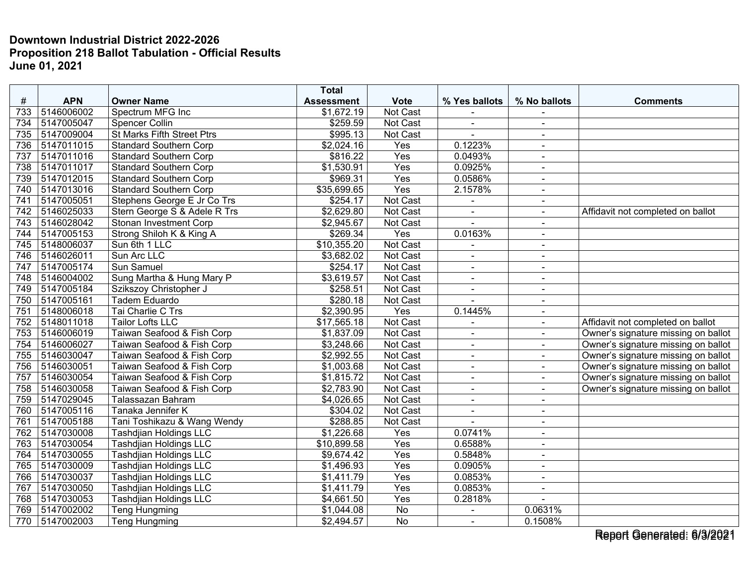**Downtown Industrial District 2022-2026**
**Proposition 218 Ballot Tabulation - Official Results**
**June 01, 2021**

| # | APN | Owner Name | Total Assessment | Vote | % Yes ballots | % No ballots | Comments |
|---|---|---|---|---|---|---|---|
| 733 | 5146006002 | Spectrum MFG Inc | $1,672.19 | Not Cast | - | - | |
| 734 | 5147005047 | Spencer Collin | $259.59 | Not Cast | - | - | |
| 735 | 5147009004 | St Marks Fifth Street Ptrs | $995.13 | Not Cast | - | - | |
| 736 | 5147011015 | Standard Southern Corp | $2,024.16 | Yes | 0.1223% | - | |
| 737 | 5147011016 | Standard Southern Corp | $816.22 | Yes | 0.0493% | - | |
| 738 | 5147011017 | Standard Southern Corp | $1,530.91 | Yes | 0.0925% | - | |
| 739 | 5147012015 | Standard Southern Corp | $969.31 | Yes | 0.0586% | - | |
| 740 | 5147013016 | Standard Southern Corp | $35,699.65 | Yes | 2.1578% | - | |
| 741 | 5147005051 | Stephens George E Jr Co Trs | $254.17 | Not Cast | - | - | |
| 742 | 5146025033 | Stern George S & Adele R Trs | $2,629.80 | Not Cast | - | - | Affidavit not completed on ballot |
| 743 | 5146028042 | Stonan Investment Corp | $2,945.67 | Not Cast | - | - | |
| 744 | 5147005153 | Strong Shiloh K & King A | $269.34 | Yes | 0.0163% | - | |
| 745 | 5148006037 | Sun 6th 1 LLC | $10,355.20 | Not Cast | - | - | |
| 746 | 5146026011 | Sun Arc LLC | $3,682.02 | Not Cast | - | - | |
| 747 | 5147005174 | Sun Samuel | $254.17 | Not Cast | - | - | |
| 748 | 5146004002 | Sung Martha & Hung Mary P | $3,619.57 | Not Cast | - | - | |
| 749 | 5147005184 | Szikszoy Christopher J | $258.51 | Not Cast | - | - | |
| 750 | 5147005161 | Tadem Eduardo | $280.18 | Not Cast | - | - | |
| 751 | 5148006018 | Tai Charlie C Trs | $2,390.95 | Yes | 0.1445% | - | |
| 752 | 5148011018 | Tailor Lofts LLC | $17,565.18 | Not Cast | - | - | Affidavit not completed on ballot |
| 753 | 5146006019 | Taiwan Seafood & Fish Corp | $1,837.09 | Not Cast | - | - | Owner's signature missing on ballot |
| 754 | 5146006027 | Taiwan Seafood & Fish Corp | $3,248.66 | Not Cast | - | - | Owner's signature missing on ballot |
| 755 | 5146030047 | Taiwan Seafood & Fish Corp | $2,992.55 | Not Cast | - | - | Owner's signature missing on ballot |
| 756 | 5146030051 | Taiwan Seafood & Fish Corp | $1,003.68 | Not Cast | - | - | Owner's signature missing on ballot |
| 757 | 5146030054 | Taiwan Seafood & Fish Corp | $1,815.72 | Not Cast | - | - | Owner's signature missing on ballot |
| 758 | 5146030058 | Taiwan Seafood & Fish Corp | $2,783.90 | Not Cast | - | - | Owner's signature missing on ballot |
| 759 | 5147029045 | Talassazan Bahram | $4,026.65 | Not Cast | - | - | |
| 760 | 5147005116 | Tanaka Jennifer K | $304.02 | Not Cast | - | - | |
| 761 | 5147005188 | Tani Toshikazu & Wang Wendy | $288.85 | Not Cast | - | - | |
| 762 | 5147030008 | Tashdjian Holdings LLC | $1,226.68 | Yes | 0.0741% | - | |
| 763 | 5147030054 | Tashdjian Holdings LLC | $10,899.58 | Yes | 0.6588% | - | |
| 764 | 5147030055 | Tashdjian Holdings LLC | $9,674.42 | Yes | 0.5848% | - | |
| 765 | 5147030009 | Tashdjian Holdings LLC | $1,496.93 | Yes | 0.0905% | - | |
| 766 | 5147030037 | Tashdjian Holdings LLC | $1,411.79 | Yes | 0.0853% | - | |
| 767 | 5147030050 | Tashdjian Holdings LLC | $1,411.79 | Yes | 0.0853% | - | |
| 768 | 5147030053 | Tashdjian Holdings LLC | $4,661.50 | Yes | 0.2818% | - | |
| 769 | 5147002002 | Teng Hungming | $1,044.08 | No | - | 0.0631% | |
| 770 | 5147002003 | Teng Hungming | $2,494.57 | No | - | 0.1508% | |

Report Generated: 6/3/2021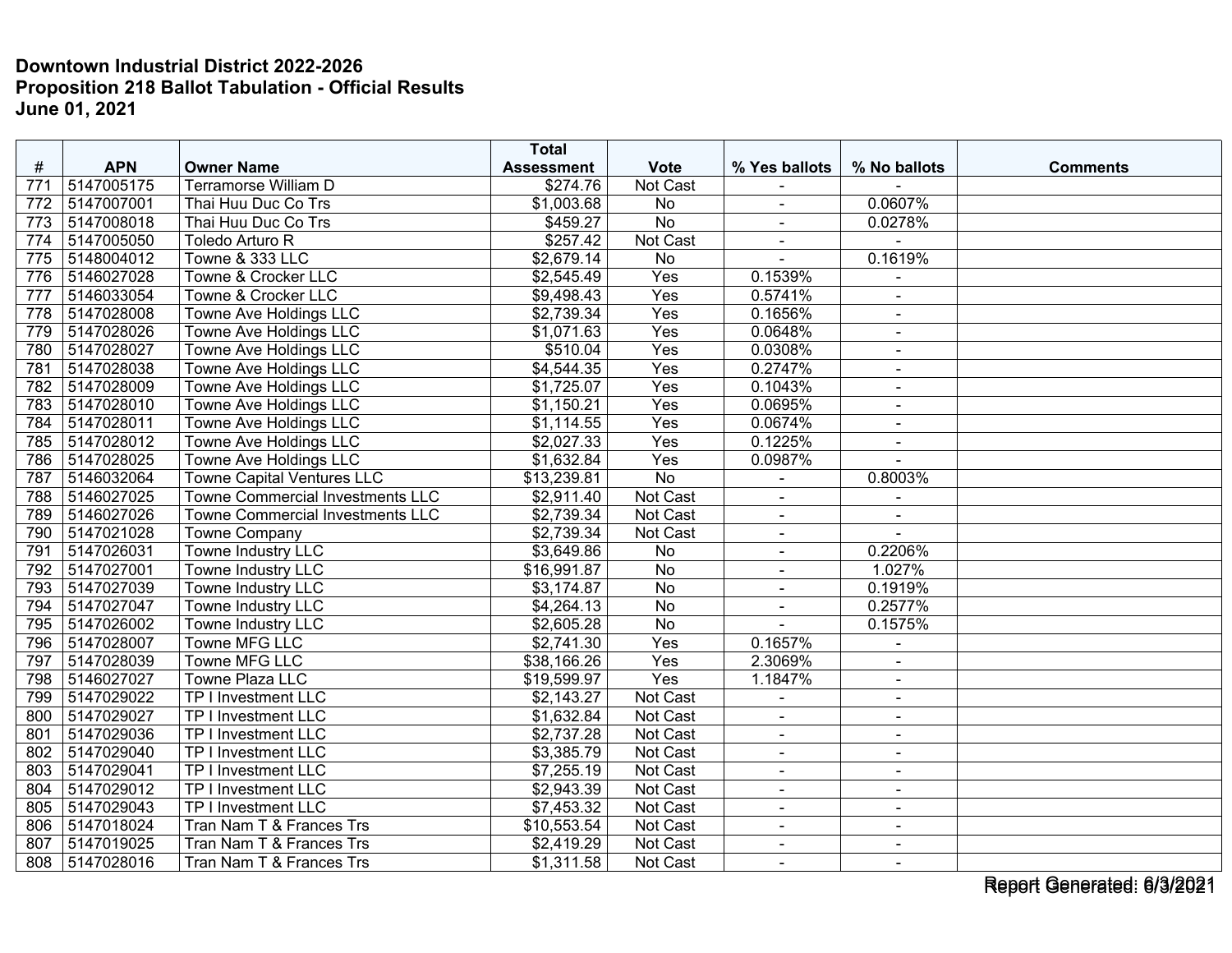**Downtown Industrial District 2022-2026**
**Proposition 218 Ballot Tabulation - Official Results**
**June 01, 2021**

| # | APN | Owner Name | Total Assessment | Vote | % Yes ballots | % No ballots | Comments |
|---|---|---|---|---|---|---|---|
| 771 | 5147005175 | Terramorse William D | $274.76 | Not Cast | - | - | |
| 772 | 5147007001 | Thai Huu Duc Co Trs | $1,003.68 | No | - | 0.0607% | |
| 773 | 5147008018 | Thai Huu Duc Co Trs | $459.27 | No | - | 0.0278% | |
| 774 | 5147005050 | Toledo Arturo R | $257.42 | Not Cast | - | - | |
| 775 | 5148004012 | Towne & 333 LLC | $2,679.14 | No | - | 0.1619% | |
| 776 | 5146027028 | Towne & Crocker LLC | $2,545.49 | Yes | 0.1539% | - | |
| 777 | 5146033054 | Towne & Crocker LLC | $9,498.43 | Yes | 0.5741% | - | |
| 778 | 5147028008 | Towne Ave Holdings LLC | $2,739.34 | Yes | 0.1656% | - | |
| 779 | 5147028026 | Towne Ave Holdings LLC | $1,071.63 | Yes | 0.0648% | - | |
| 780 | 5147028027 | Towne Ave Holdings LLC | $510.04 | Yes | 0.0308% | - | |
| 781 | 5147028038 | Towne Ave Holdings LLC | $4,544.35 | Yes | 0.2747% | - | |
| 782 | 5147028009 | Towne Ave Holdings LLC | $1,725.07 | Yes | 0.1043% | - | |
| 783 | 5147028010 | Towne Ave Holdings LLC | $1,150.21 | Yes | 0.0695% | - | |
| 784 | 5147028011 | Towne Ave Holdings LLC | $1,114.55 | Yes | 0.0674% | - | |
| 785 | 5147028012 | Towne Ave Holdings LLC | $2,027.33 | Yes | 0.1225% | - | |
| 786 | 5147028025 | Towne Ave Holdings LLC | $1,632.84 | Yes | 0.0987% | - | |
| 787 | 5146032064 | Towne Capital Ventures LLC | $13,239.81 | No | - | 0.8003% | |
| 788 | 5146027025 | Towne Commercial Investments LLC | $2,911.40 | Not Cast | - | - | |
| 789 | 5146027026 | Towne Commercial Investments LLC | $2,739.34 | Not Cast | - | - | |
| 790 | 5147021028 | Towne Company | $2,739.34 | Not Cast | - | - | |
| 791 | 5147026031 | Towne Industry LLC | $3,649.86 | No | - | 0.2206% | |
| 792 | 5147027001 | Towne Industry LLC | $16,991.87 | No | - | 1.027% | |
| 793 | 5147027039 | Towne Industry LLC | $3,174.87 | No | - | 0.1919% | |
| 794 | 5147027047 | Towne Industry LLC | $4,264.13 | No | - | 0.2577% | |
| 795 | 5147026002 | Towne Industry LLC | $2,605.28 | No | - | 0.1575% | |
| 796 | 5147028007 | Towne MFG LLC | $2,741.30 | Yes | 0.1657% | - | |
| 797 | 5147028039 | Towne MFG LLC | $38,166.26 | Yes | 2.3069% | - | |
| 798 | 5146027027 | Towne Plaza LLC | $19,599.97 | Yes | 1.1847% | - | |
| 799 | 5147029022 | TP I Investment LLC | $2,143.27 | Not Cast | - | - | |
| 800 | 5147029027 | TP I Investment LLC | $1,632.84 | Not Cast | - | - | |
| 801 | 5147029036 | TP I Investment LLC | $2,737.28 | Not Cast | - | - | |
| 802 | 5147029040 | TP I Investment LLC | $3,385.79 | Not Cast | - | - | |
| 803 | 5147029041 | TP I Investment LLC | $7,255.19 | Not Cast | - | - | |
| 804 | 5147029012 | TP I Investment LLC | $2,943.39 | Not Cast | - | - | |
| 805 | 5147029043 | TP I Investment LLC | $7,453.32 | Not Cast | - | - | |
| 806 | 5147018024 | Tran Nam T & Frances Trs | $10,553.54 | Not Cast | - | - | |
| 807 | 5147019025 | Tran Nam T & Frances Trs | $2,419.29 | Not Cast | - | - | |
| 808 | 5147028016 | Tran Nam T & Frances Trs | $1,311.58 | Not Cast | - | - | |

Report Generated: 6/3/2021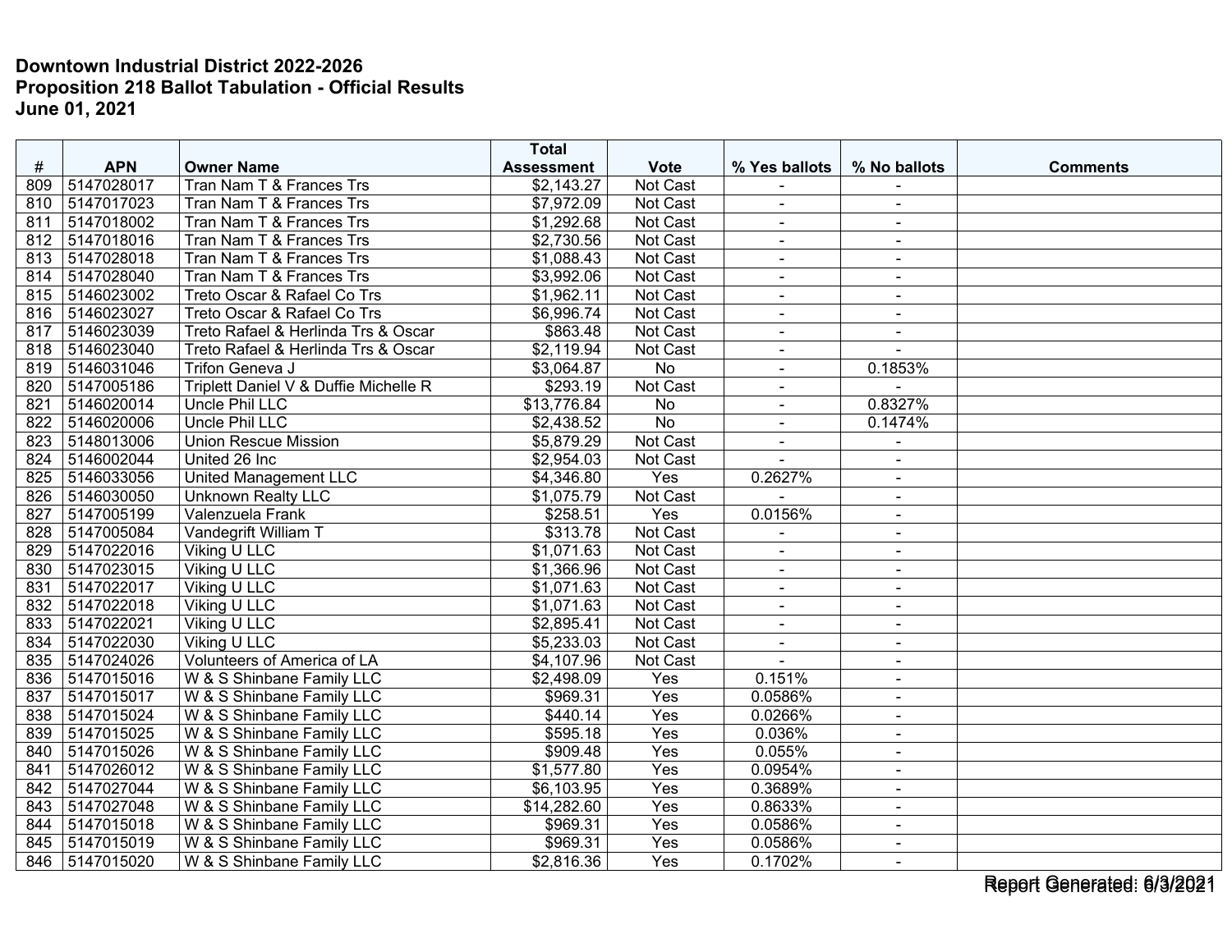**Downtown Industrial District 2022-2026**
**Proposition 218 Ballot Tabulation - Official Results**
**June 01, 2021**

| # | APN | Owner Name | Total Assessment | Vote | % Yes ballots | % No ballots | Comments |
|---|---|---|---|---|---|---|---|
| 809 | 5147028017 | Tran Nam T & Frances Trs | $2,143.27 | Not Cast | - | - | |
| 810 | 5147017023 | Tran Nam T & Frances Trs | $7,972.09 | Not Cast | - | - | |
| 811 | 5147018002 | Tran Nam T & Frances Trs | $1,292.68 | Not Cast | - | - | |
| 812 | 5147018016 | Tran Nam T & Frances Trs | $2,730.56 | Not Cast | - | - | |
| 813 | 5147028018 | Tran Nam T & Frances Trs | $1,088.43 | Not Cast | - | - | |
| 814 | 5147028040 | Tran Nam T & Frances Trs | $3,992.06 | Not Cast | - | - | |
| 815 | 5146023002 | Treto Oscar & Rafael Co Trs | $1,962.11 | Not Cast | - | - | |
| 816 | 5146023027 | Treto Oscar & Rafael Co Trs | $6,996.74 | Not Cast | - | - | |
| 817 | 5146023039 | Treto Rafael & Herlinda Trs & Oscar | $863.48 | Not Cast | - | - | |
| 818 | 5146023040 | Treto Rafael & Herlinda Trs & Oscar | $2,119.94 | Not Cast | - | - | |
| 819 | 5146031046 | Trifon Geneva J | $3,064.87 | No | - | 0.1853% | |
| 820 | 5147005186 | Triplett Daniel V & Duffie Michelle R | $293.19 | Not Cast | - | - | |
| 821 | 5146020014 | Uncle Phil LLC | $13,776.84 | No | - | 0.8327% | |
| 822 | 5146020006 | Uncle Phil LLC | $2,438.52 | No | - | 0.1474% | |
| 823 | 5148013006 | Union Rescue Mission | $5,879.29 | Not Cast | - | - | |
| 824 | 5146002044 | United 26 Inc | $2,954.03 | Not Cast | - | - | |
| 825 | 5146033056 | United Management LLC | $4,346.80 | Yes | 0.2627% | - | |
| 826 | 5146030050 | Unknown Realty LLC | $1,075.79 | Not Cast | - | - | |
| 827 | 5147005199 | Valenzuela Frank | $258.51 | Yes | 0.0156% | - | |
| 828 | 5147005084 | Vandegrift William T | $313.78 | Not Cast | - | - | |
| 829 | 5147022016 | Viking U LLC | $1,071.63 | Not Cast | - | - | |
| 830 | 5147023015 | Viking U LLC | $1,366.96 | Not Cast | - | - | |
| 831 | 5147022017 | Viking U LLC | $1,071.63 | Not Cast | - | - | |
| 832 | 5147022018 | Viking U LLC | $1,071.63 | Not Cast | - | - | |
| 833 | 5147022021 | Viking U LLC | $2,895.41 | Not Cast | - | - | |
| 834 | 5147022030 | Viking U LLC | $5,233.03 | Not Cast | - | - | |
| 835 | 5147024026 | Volunteers of America of LA | $4,107.96 | Not Cast | - | - | |
| 836 | 5147015016 | W & S Shinbane Family LLC | $2,498.09 | Yes | 0.151% | - | |
| 837 | 5147015017 | W & S Shinbane Family LLC | $969.31 | Yes | 0.0586% | - | |
| 838 | 5147015024 | W & S Shinbane Family LLC | $440.14 | Yes | 0.0266% | - | |
| 839 | 5147015025 | W & S Shinbane Family LLC | $595.18 | Yes | 0.036% | - | |
| 840 | 5147015026 | W & S Shinbane Family LLC | $909.48 | Yes | 0.055% | - | |
| 841 | 5147026012 | W & S Shinbane Family LLC | $1,577.80 | Yes | 0.0954% | - | |
| 842 | 5147027044 | W & S Shinbane Family LLC | $6,103.95 | Yes | 0.3689% | - | |
| 843 | 5147027048 | W & S Shinbane Family LLC | $14,282.60 | Yes | 0.8633% | - | |
| 844 | 5147015018 | W & S Shinbane Family LLC | $969.31 | Yes | 0.0586% | - | |
| 845 | 5147015019 | W & S Shinbane Family LLC | $969.31 | Yes | 0.0586% | - | |
| 846 | 5147015020 | W & S Shinbane Family LLC | $2,816.36 | Yes | 0.1702% | - | |

Report Generated: 6/3/2021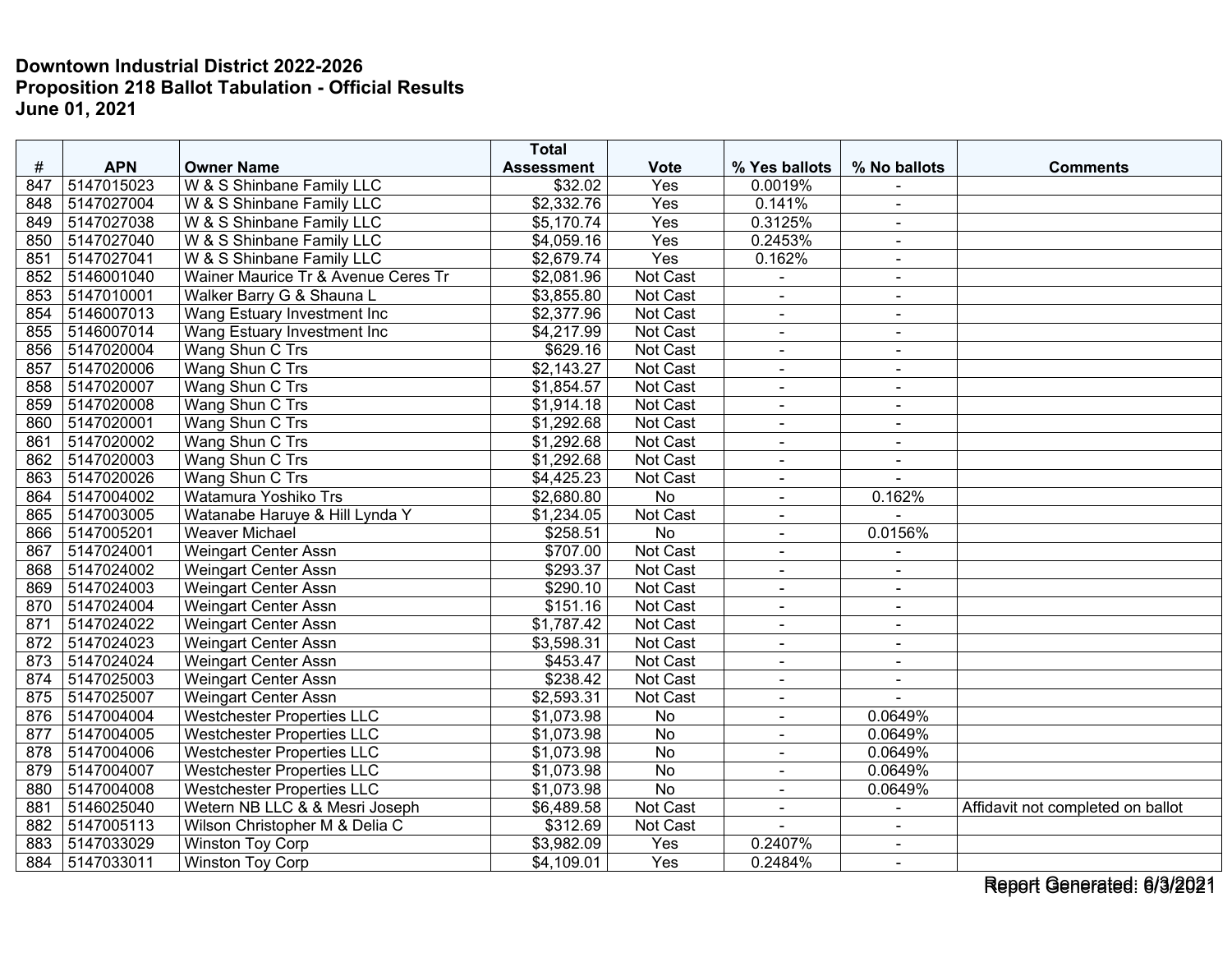**Downtown Industrial District 2022-2026**
**Proposition 218 Ballot Tabulation - Official Results**
**June 01, 2021**

| # | APN | Owner Name | Total Assessment | Vote | % Yes ballots | % No ballots | Comments |
|---|---|---|---|---|---|---|---|
| 847 | 5147015023 | W & S Shinbane Family LLC | $32.02 | Yes | 0.0019% | - | |
| 848 | 5147027004 | W & S Shinbane Family LLC | $2,332.76 | Yes | 0.141% | - | |
| 849 | 5147027038 | W & S Shinbane Family LLC | $5,170.74 | Yes | 0.3125% | - | |
| 850 | 5147027040 | W & S Shinbane Family LLC | $4,059.16 | Yes | 0.2453% | - | |
| 851 | 5147027041 | W & S Shinbane Family LLC | $2,679.74 | Yes | 0.162% | - | |
| 852 | 5146001040 | Wainer Maurice Tr & Avenue Ceres Tr | $2,081.96 | Not Cast | - | - | |
| 853 | 5147010001 | Walker Barry G & Shauna L | $3,855.80 | Not Cast | - | - | |
| 854 | 5146007013 | Wang Estuary Investment Inc | $2,377.96 | Not Cast | - | - | |
| 855 | 5146007014 | Wang Estuary Investment Inc | $4,217.99 | Not Cast | - | - | |
| 856 | 5147020004 | Wang Shun C Trs | $629.16 | Not Cast | - | - | |
| 857 | 5147020006 | Wang Shun C Trs | $2,143.27 | Not Cast | - | - | |
| 858 | 5147020007 | Wang Shun C Trs | $1,854.57 | Not Cast | - | - | |
| 859 | 5147020008 | Wang Shun C Trs | $1,914.18 | Not Cast | - | - | |
| 860 | 5147020001 | Wang Shun C Trs | $1,292.68 | Not Cast | - | - | |
| 861 | 5147020002 | Wang Shun C Trs | $1,292.68 | Not Cast | - | - | |
| 862 | 5147020003 | Wang Shun C Trs | $1,292.68 | Not Cast | - | - | |
| 863 | 5147020026 | Wang Shun C Trs | $4,425.23 | Not Cast | - | - | |
| 864 | 5147004002 | Watamura Yoshiko Trs | $2,680.80 | No | - | 0.162% | |
| 865 | 5147003005 | Watanabe Haruye & Hill Lynda Y | $1,234.05 | Not Cast | - | - | |
| 866 | 5147005201 | Weaver Michael | $258.51 | No | - | 0.0156% | |
| 867 | 5147024001 | Weingart Center Assn | $707.00 | Not Cast | - | - | |
| 868 | 5147024002 | Weingart Center Assn | $293.37 | Not Cast | - | - | |
| 869 | 5147024003 | Weingart Center Assn | $290.10 | Not Cast | - | - | |
| 870 | 5147024004 | Weingart Center Assn | $151.16 | Not Cast | - | - | |
| 871 | 5147024022 | Weingart Center Assn | $1,787.42 | Not Cast | - | - | |
| 872 | 5147024023 | Weingart Center Assn | $3,598.31 | Not Cast | - | - | |
| 873 | 5147024024 | Weingart Center Assn | $453.47 | Not Cast | - | - | |
| 874 | 5147025003 | Weingart Center Assn | $238.42 | Not Cast | - | - | |
| 875 | 5147025007 | Weingart Center Assn | $2,593.31 | Not Cast | - | - | |
| 876 | 5147004004 | Westchester Properties LLC | $1,073.98 | No | - | 0.0649% | |
| 877 | 5147004005 | Westchester Properties LLC | $1,073.98 | No | - | 0.0649% | |
| 878 | 5147004006 | Westchester Properties LLC | $1,073.98 | No | - | 0.0649% | |
| 879 | 5147004007 | Westchester Properties LLC | $1,073.98 | No | - | 0.0649% | |
| 880 | 5147004008 | Westchester Properties LLC | $1,073.98 | No | - | 0.0649% | |
| 881 | 5146025040 | Wetern NB LLC & & Mesri Joseph | $6,489.58 | Not Cast | - | - | Affidavit not completed on ballot |
| 882 | 5147005113 | Wilson Christopher M & Delia C | $312.69 | Not Cast | - | - | |
| 883 | 5147033029 | Winston Toy Corp | $3,982.09 | Yes | 0.2407% | - | |
| 884 | 5147033011 | Winston Toy Corp | $4,109.01 | Yes | 0.2484% | - | |

Report Generated: 6/3/2021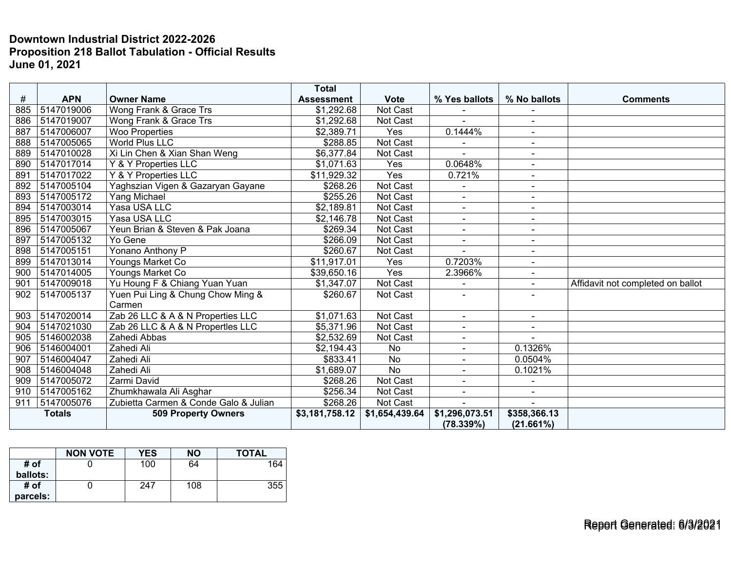**Downtown Industrial District 2022-2026**
**Proposition 218 Ballot Tabulation - Official Results**
**June 01, 2021**

| # | APN | Owner Name | Total Assessment | Vote | % Yes ballots | % No ballots | Comments |
|---|---|---|---|---|---|---|---|
| 885 | 5147019006 | Wong Frank & Grace Trs | $1,292.68 | Not Cast | - | - | |
| 886 | 5147019007 | Wong Frank & Grace Trs | $1,292.68 | Not Cast | - | - | |
| 887 | 5147006007 | Woo Properties | $2,389.71 | Yes | 0.1444% | - | |
| 888 | 5147005065 | World Plus LLC | $288.85 | Not Cast | - | - | |
| 889 | 5147010028 | Xi Lin Chen & Xian Shan Weng | $6,377.84 | Not Cast | - | - | |
| 890 | 5147017014 | Y & Y Properties LLC | $1,071.63 | Yes | 0.0648% | - | |
| 891 | 5147017022 | Y & Y Properties LLC | $11,929.32 | Yes | 0.721% | - | |
| 892 | 5147005104 | Yaghszian Vigen & Gazaryan Gayane | $268.26 | Not Cast | - | - | |
| 893 | 5147005172 | Yang Michael | $255.26 | Not Cast | - | - | |
| 894 | 5147003014 | Yasa USA LLC | $2,189.81 | Not Cast | - | - | |
| 895 | 5147003015 | Yasa USA LLC | $2,146.78 | Not Cast | - | - | |
| 896 | 5147005067 | Yeun Brian & Steven & Pak Joana | $269.34 | Not Cast | - | - | |
| 897 | 5147005132 | Yo Gene | $266.09 | Not Cast | - | - | |
| 898 | 5147005151 | Yonano Anthony P | $260.67 | Not Cast | - | - | |
| 899 | 5147013014 | Youngs Market Co | $11,917.01 | Yes | 0.7203% | - | |
| 900 | 5147014005 | Youngs Market Co | $39,650.16 | Yes | 2.3966% | - | |
| 901 | 5147009018 | Yu Houng F & Chiang Yuan Yuan | $1,347.07 | Not Cast | - | - | Affidavit not completed on ballot |
| 902 | 5147005137 | Yuen Pui Ling & Chung Chow Ming & Carmen | $260.67 | Not Cast | - | - | |
| 903 | 5147020014 | Zab 26 LLC & A & N Properties LLC | $1,071.63 | Not Cast | - | - | |
| 904 | 5147021030 | Zab 26 LLC & A & N Propertles LLC | $5,371.96 | Not Cast | - | - | |
| 905 | 5146002038 | Zahedi Abbas | $2,532.69 | Not Cast | - | - | |
| 906 | 5146004001 | Zahedi Ali | $2,194.43 | No | - | 0.1326% | |
| 907 | 5146004047 | Zahedi Ali | $833.41 | No | - | 0.0504% | |
| 908 | 5146004048 | Zahedi Ali | $1,689.07 | No | - | 0.1021% | |
| 909 | 5147005072 | Zarmi David | $268.26 | Not Cast | - | - | |
| 910 | 5147005162 | Zhumkhawala Ali Asghar | $256.34 | Not Cast | - | - | |
| 911 | 5147005076 | Zubietta Carmen & Conde Galo & Julian | $268.26 | Not Cast | - | - | |
| **Totals** | | **509 Property Owners** | **$3,181,758.12** | **$1,654,439.64** | **$1,296,073.51 (78.339%)** | **$358,366.13 (21.661%)** | |

| | NON VOTE | YES | NO | TOTAL |
|---|---|---|---|---|
| **# of ballots:** | 0 | 100 | 64 | 164 |
| **# of parcels:** | 0 | 247 | 108 | 355 |

Report Generated: 6/3/2021